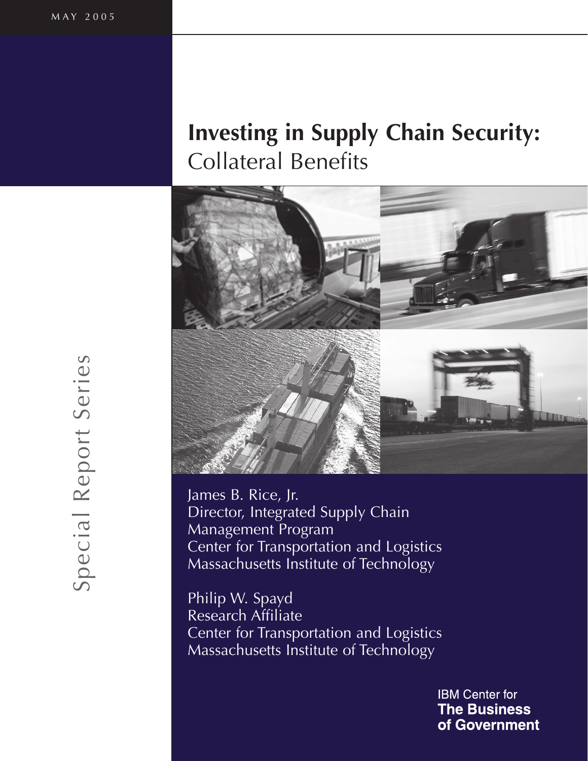MAY 2005

# Investing in Supply Chain Security: Collateral Benefits

Special Report Series

James B. Rice, Jr.
Director, Integrated Supply Chain Management Program
Center for Transportation and Logistics
Massachusetts Institute of Technology

Philip W. Spayd
Research Affiliate
Center for Transportation and Logistics
Massachusetts Institute of Technology

IBM Center for **The Business of Government**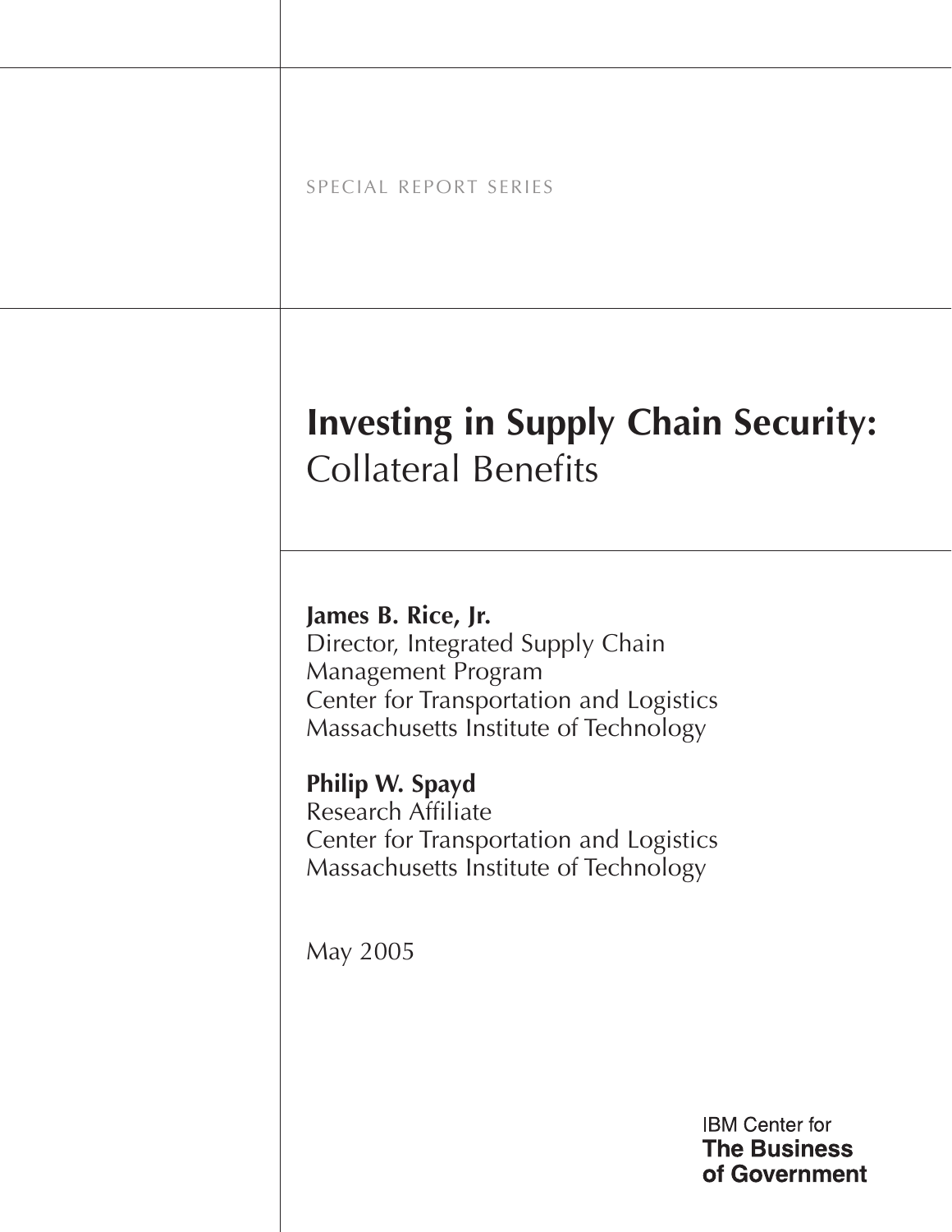SPECIAL REPORT SERIES

# Investing in Supply Chain Security: Collateral Benefits

**James B. Rice, Jr.**
Director, Integrated Supply Chain Management Program
Center for Transportation and Logistics
Massachusetts Institute of Technology

**Philip W. Spayd**
Research Affiliate
Center for Transportation and Logistics
Massachusetts Institute of Technology

May 2005

IBM Center for
**The Business of Government**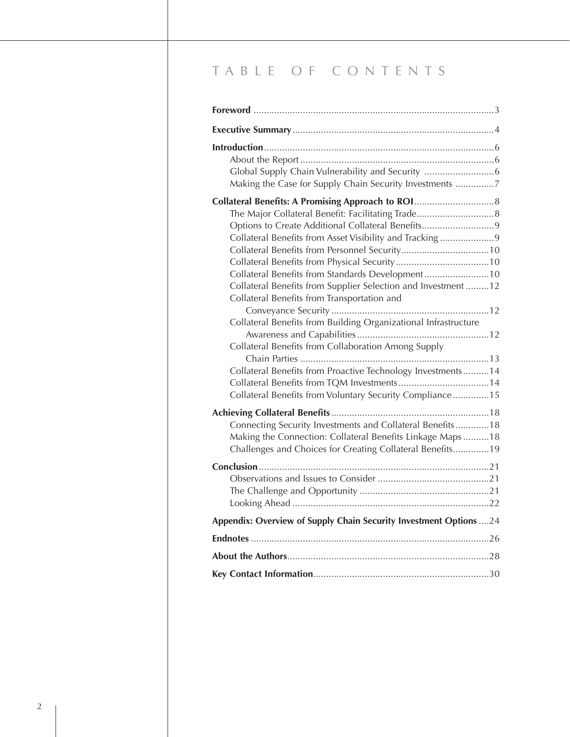# TABLE OF CONTENTS

**Foreword** ....................................................................................3

**Executive Summary** ....................................................................4

**Introduction** ...............................................................................6
- About the Report ..........................................................................6
- Global Supply Chain Vulnerability and Security ...........................6
- Making the Case for Supply Chain Security Investments ...............7

**Collateral Benefits: A Promising Approach to ROI** ...............................8
- The Major Collateral Benefit: Facilitating Trade .............................8
- Options to Create Additional Collateral Benefits ............................9
- Collateral Benefits from Asset Visibility and Tracking .....................9
- Collateral Benefits from Personnel Security ..................................10
- Collateral Benefits from Physical Security ....................................10
- Collateral Benefits from Standards Development .........................10
- Collateral Benefits from Supplier Selection and Investment .........12
- Collateral Benefits from Transportation and Conveyance Security ............................................................12
- Collateral Benefits from Building Organizational Infrastructure Awareness and Capabilities ...................................................12
- Collateral Benefits from Collaboration Among Supply Chain Parties .........................................................................13
- Collateral Benefits from Proactive Technology Investments ..........14
- Collateral Benefits from TQM Investments ...................................14
- Collateral Benefits from Voluntary Security Compliance ..............15

**Achieving Collateral Benefits** ............................................................18
- Connecting Security Investments and Collateral Benefits .............18
- Making the Connection: Collateral Benefits Linkage Maps ..........18
- Challenges and Choices for Creating Collateral Benefits..............19

**Conclusion** ........................................................................................21
- Observations and Issues to Consider ...........................................21
- The Challenge and Opportunity ..................................................21
- Looking Ahead ...........................................................................22

**Appendix: Overview of Supply Chain Security Investment Options** ....24

**Endnotes** ...........................................................................................26

**About the Authors** .............................................................................28

**Key Contact Information** ....................................................................30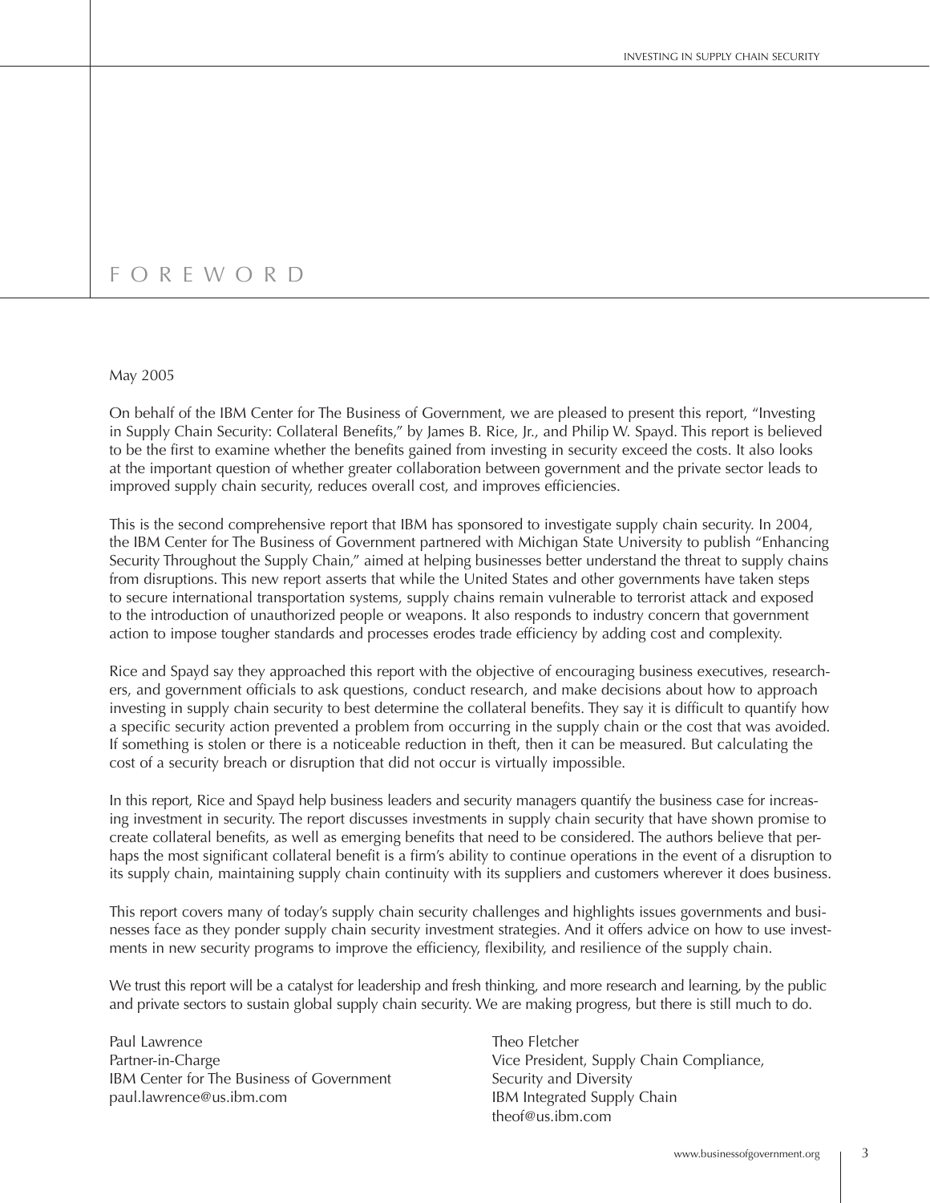# FOREWORD

May 2005

On behalf of the IBM Center for The Business of Government, we are pleased to present this report, "Investing in Supply Chain Security: Collateral Benefits," by James B. Rice, Jr., and Philip W. Spayd. This report is believed to be the first to examine whether the benefits gained from investing in security exceed the costs. It also looks at the important question of whether greater collaboration between government and the private sector leads to improved supply chain security, reduces overall cost, and improves efficiencies.

This is the second comprehensive report that IBM has sponsored to investigate supply chain security. In 2004, the IBM Center for The Business of Government partnered with Michigan State University to publish "Enhancing Security Throughout the Supply Chain," aimed at helping businesses better understand the threat to supply chains from disruptions. This new report asserts that while the United States and other governments have taken steps to secure international transportation systems, supply chains remain vulnerable to terrorist attack and exposed to the introduction of unauthorized people or weapons. It also responds to industry concern that government action to impose tougher standards and processes erodes trade efficiency by adding cost and complexity.

Rice and Spayd say they approached this report with the objective of encouraging business executives, researchers, and government officials to ask questions, conduct research, and make decisions about how to approach investing in supply chain security to best determine the collateral benefits. They say it is difficult to quantify how a specific security action prevented a problem from occurring in the supply chain or the cost that was avoided. If something is stolen or there is a noticeable reduction in theft, then it can be measured. But calculating the cost of a security breach or disruption that did not occur is virtually impossible.

In this report, Rice and Spayd help business leaders and security managers quantify the business case for increasing investment in security. The report discusses investments in supply chain security that have shown promise to create collateral benefits, as well as emerging benefits that need to be considered. The authors believe that perhaps the most significant collateral benefit is a firm's ability to continue operations in the event of a disruption to its supply chain, maintaining supply chain continuity with its suppliers and customers wherever it does business.

This report covers many of today's supply chain security challenges and highlights issues governments and businesses face as they ponder supply chain security investment strategies. And it offers advice on how to use investments in new security programs to improve the efficiency, flexibility, and resilience of the supply chain.

We trust this report will be a catalyst for leadership and fresh thinking, and more research and learning, by the public and private sectors to sustain global supply chain security. We are making progress, but there is still much to do.

Paul Lawrence
Partner-in-Charge
IBM Center for The Business of Government
paul.lawrence@us.ibm.com

Theo Fletcher
Vice President, Supply Chain Compliance, Security and Diversity
IBM Integrated Supply Chain
theof@us.ibm.com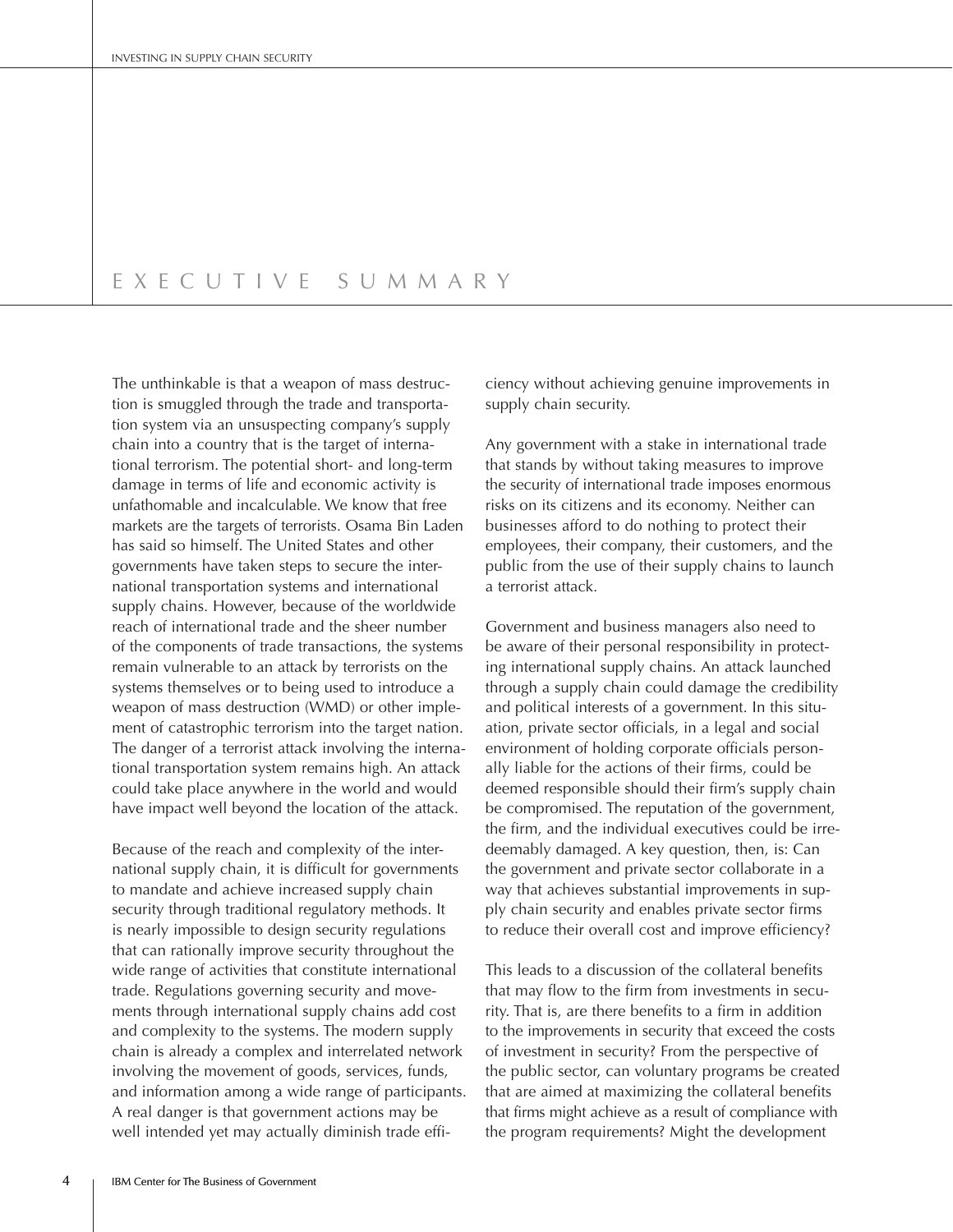# Executive Summary

The unthinkable is that a weapon of mass destruction is smuggled through the trade and transportation system via an unsuspecting company's supply chain into a country that is the target of international terrorism. The potential short- and long-term damage in terms of life and economic activity is unfathomable and incalculable. We know that free markets are the targets of terrorists. Osama Bin Laden has said so himself. The United States and other governments have taken steps to secure the international transportation systems and international supply chains. However, because of the worldwide reach of international trade and the sheer number of the components of trade transactions, the systems remain vulnerable to an attack by terrorists on the systems themselves or to being used to introduce a weapon of mass destruction (WMD) or other implement of catastrophic terrorism into the target nation. The danger of a terrorist attack involving the international transportation system remains high. An attack could take place anywhere in the world and would have impact well beyond the location of the attack.

Because of the reach and complexity of the international supply chain, it is difficult for governments to mandate and achieve increased supply chain security through traditional regulatory methods. It is nearly impossible to design security regulations that can rationally improve security throughout the wide range of activities that constitute international trade. Regulations governing security and movements through international supply chains add cost and complexity to the systems. The modern supply chain is already a complex and interrelated network involving the movement of goods, services, funds, and information among a wide range of participants. A real danger is that government actions may be well intended yet may actually diminish trade efficiency without achieving genuine improvements in supply chain security.

Any government with a stake in international trade that stands by without taking measures to improve the security of international trade imposes enormous risks on its citizens and its economy. Neither can businesses afford to do nothing to protect their employees, their company, their customers, and the public from the use of their supply chains to launch a terrorist attack.

Government and business managers also need to be aware of their personal responsibility in protecting international supply chains. An attack launched through a supply chain could damage the credibility and political interests of a government. In this situation, private sector officials, in a legal and social environment of holding corporate officials personally liable for the actions of their firms, could be deemed responsible should their firm's supply chain be compromised. The reputation of the government, the firm, and the individual executives could be irredeemably damaged. A key question, then, is: Can the government and private sector collaborate in a way that achieves substantial improvements in supply chain security and enables private sector firms to reduce their overall cost and improve efficiency?

This leads to a discussion of the collateral benefits that may flow to the firm from investments in security. That is, are there benefits to a firm in addition to the improvements in security that exceed the costs of investment in security? From the perspective of the public sector, can voluntary programs be created that are aimed at maximizing the collateral benefits that firms might achieve as a result of compliance with the program requirements? Might the development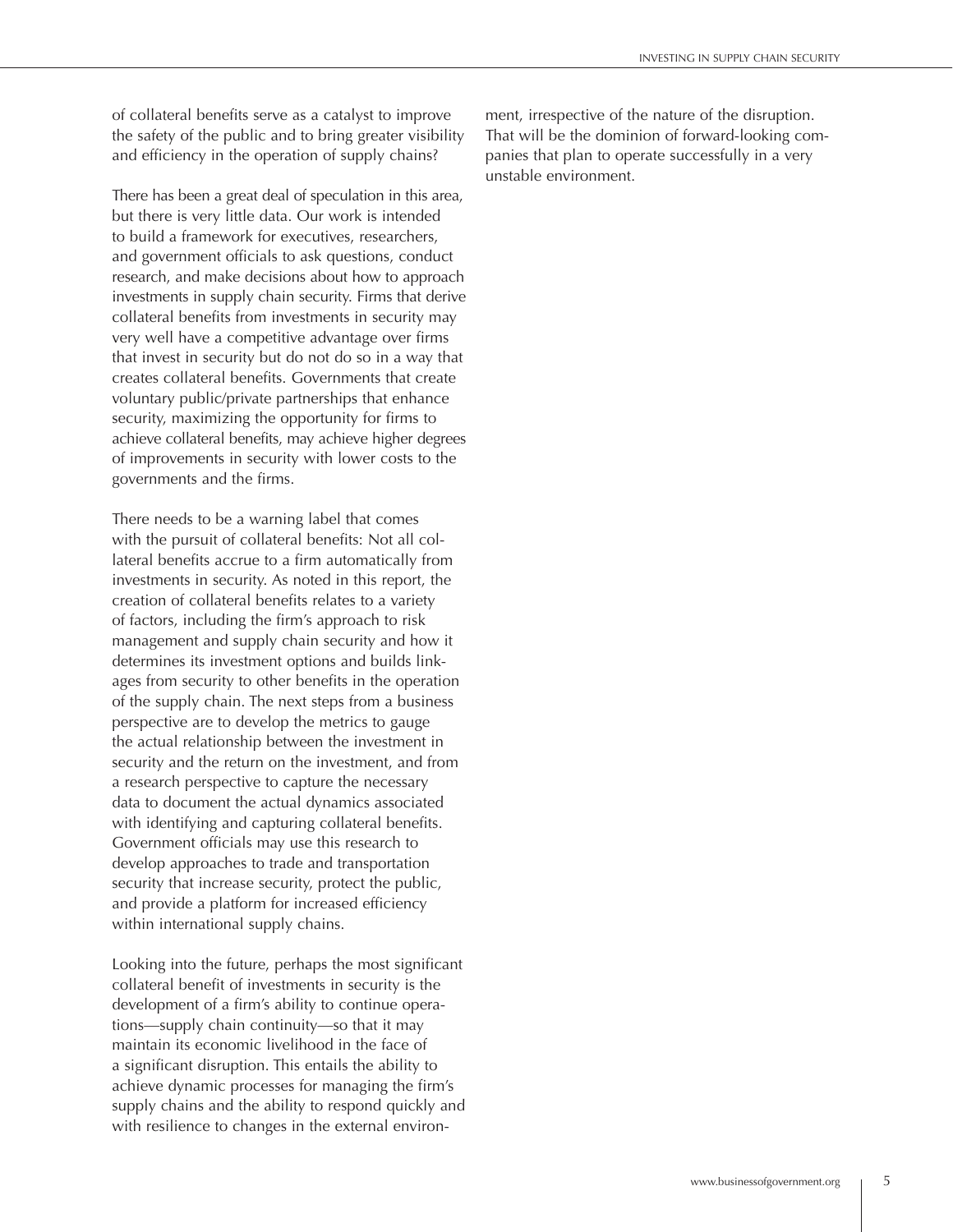of collateral benefits serve as a catalyst to improve the safety of the public and to bring greater visibility and efficiency in the operation of supply chains?

There has been a great deal of speculation in this area, but there is very little data. Our work is intended to build a framework for executives, researchers, and government officials to ask questions, conduct research, and make decisions about how to approach investments in supply chain security. Firms that derive collateral benefits from investments in security may very well have a competitive advantage over firms that invest in security but do not do so in a way that creates collateral benefits. Governments that create voluntary public/private partnerships that enhance security, maximizing the opportunity for firms to achieve collateral benefits, may achieve higher degrees of improvements in security with lower costs to the governments and the firms.

There needs to be a warning label that comes with the pursuit of collateral benefits: Not all collateral benefits accrue to a firm automatically from investments in security. As noted in this report, the creation of collateral benefits relates to a variety of factors, including the firm's approach to risk management and supply chain security and how it determines its investment options and builds linkages from security to other benefits in the operation of the supply chain. The next steps from a business perspective are to develop the metrics to gauge the actual relationship between the investment in security and the return on the investment, and from a research perspective to capture the necessary data to document the actual dynamics associated with identifying and capturing collateral benefits. Government officials may use this research to develop approaches to trade and transportation security that increase security, protect the public, and provide a platform for increased efficiency within international supply chains.

Looking into the future, perhaps the most significant collateral benefit of investments in security is the development of a firm's ability to continue operations—supply chain continuity—so that it may maintain its economic livelihood in the face of a significant disruption. This entails the ability to achieve dynamic processes for managing the firm's supply chains and the ability to respond quickly and with resilience to changes in the external environment, irrespective of the nature of the disruption. That will be the dominion of forward-looking companies that plan to operate successfully in a very unstable environment.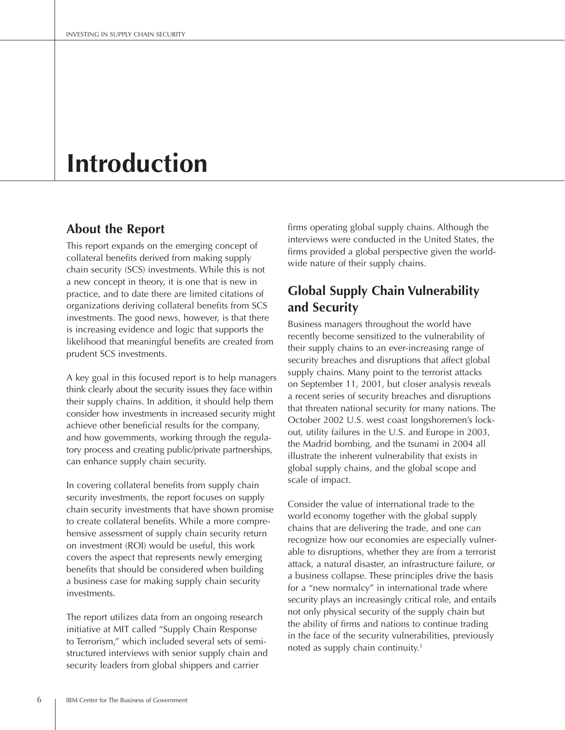# Introduction

## About the Report

This report expands on the emerging concept of collateral benefits derived from making supply chain security (SCS) investments. While this is not a new concept in theory, it is one that is new in practice, and to date there are limited citations of organizations deriving collateral benefits from SCS investments. The good news, however, is that there is increasing evidence and logic that supports the likelihood that meaningful benefits are created from prudent SCS investments.

A key goal in this focused report is to help managers think clearly about the security issues they face within their supply chains. In addition, it should help them consider how investments in increased security might achieve other beneficial results for the company, and how governments, working through the regulatory process and creating public/private partnerships, can enhance supply chain security.

In covering collateral benefits from supply chain security investments, the report focuses on supply chain security investments that have shown promise to create collateral benefits. While a more comprehensive assessment of supply chain security return on investment (ROI) would be useful, this work covers the aspect that represents newly emerging benefits that should be considered when building a business case for making supply chain security investments.

The report utilizes data from an ongoing research initiative at MIT called "Supply Chain Response to Terrorism," which included several sets of semi-structured interviews with senior supply chain and security leaders from global shippers and carrier firms operating global supply chains. Although the interviews were conducted in the United States, the firms provided a global perspective given the worldwide nature of their supply chains.

## Global Supply Chain Vulnerability and Security

Business managers throughout the world have recently become sensitized to the vulnerability of their supply chains to an ever-increasing range of security breaches and disruptions that affect global supply chains. Many point to the terrorist attacks on September 11, 2001, but closer analysis reveals a recent series of security breaches and disruptions that threaten national security for many nations. The October 2002 U.S. west coast longshoremen's lockout, utility failures in the U.S. and Europe in 2003, the Madrid bombing, and the tsunami in 2004 all illustrate the inherent vulnerability that exists in global supply chains, and the global scope and scale of impact.

Consider the value of international trade to the world economy together with the global supply chains that are delivering the trade, and one can recognize how our economies are especially vulnerable to disruptions, whether they are from a terrorist attack, a natural disaster, an infrastructure failure, or a business collapse. These principles drive the basis for a "new normalcy" in international trade where security plays an increasingly critical role, and entails not only physical security of the supply chain but the ability of firms and nations to continue trading in the face of the security vulnerabilities, previously noted as supply chain continuity.[1]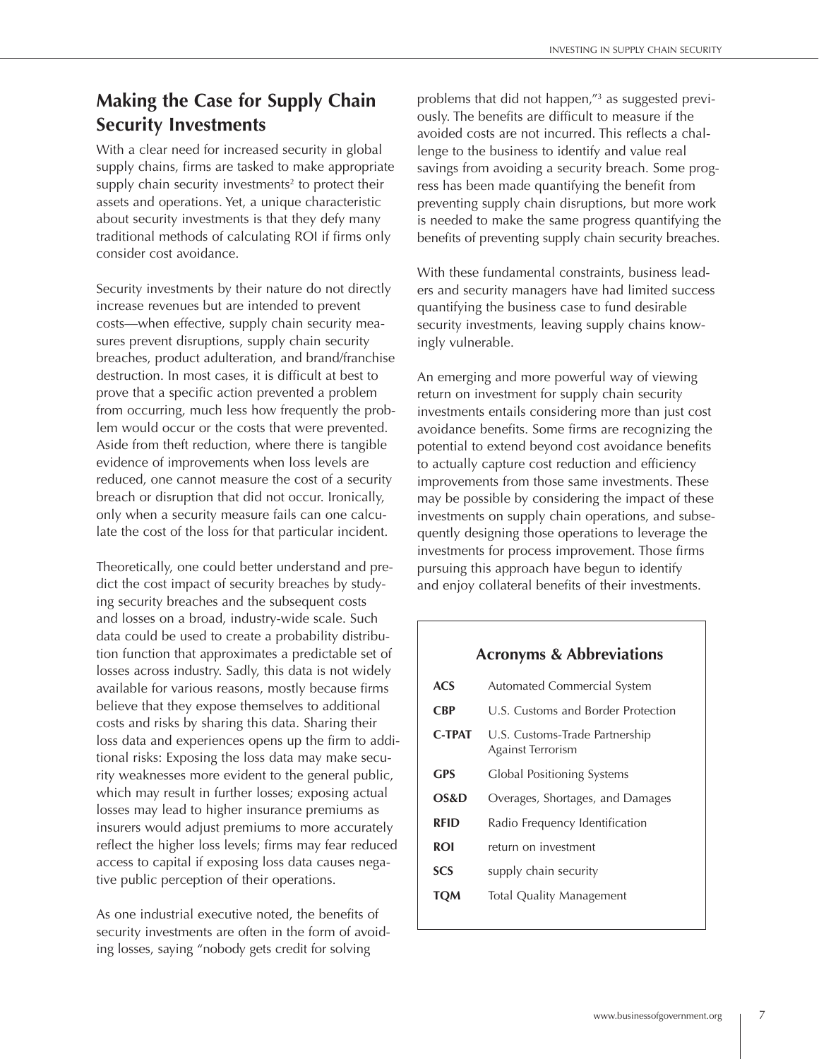## Making the Case for Supply Chain Security Investments

With a clear need for increased security in global supply chains, firms are tasked to make appropriate supply chain security investments[2] to protect their assets and operations. Yet, a unique characteristic about security investments is that they defy many traditional methods of calculating ROI if firms only consider cost avoidance.

Security investments by their nature do not directly increase revenues but are intended to prevent costs—when effective, supply chain security measures prevent disruptions, supply chain security breaches, product adulteration, and brand/franchise destruction. In most cases, it is difficult at best to prove that a specific action prevented a problem from occurring, much less how frequently the problem would occur or the costs that were prevented. Aside from theft reduction, where there is tangible evidence of improvements when loss levels are reduced, one cannot measure the cost of a security breach or disruption that did not occur. Ironically, only when a security measure fails can one calculate the cost of the loss for that particular incident.

Theoretically, one could better understand and predict the cost impact of security breaches by studying security breaches and the subsequent costs and losses on a broad, industry-wide scale. Such data could be used to create a probability distribution function that approximates a predictable set of losses across industry. Sadly, this data is not widely available for various reasons, mostly because firms believe that they expose themselves to additional costs and risks by sharing this data. Sharing their loss data and experiences opens up the firm to additional risks: Exposing the loss data may make security weaknesses more evident to the general public, which may result in further losses; exposing actual losses may lead to higher insurance premiums as insurers would adjust premiums to more accurately reflect the higher loss levels; firms may fear reduced access to capital if exposing loss data causes negative public perception of their operations.

As one industrial executive noted, the benefits of security investments are often in the form of avoiding losses, saying "nobody gets credit for solving problems that did not happen,"[3] as suggested previously. The benefits are difficult to measure if the avoided costs are not incurred. This reflects a challenge to the business to identify and value real savings from avoiding a security breach. Some progress has been made quantifying the benefit from preventing supply chain disruptions, but more work is needed to make the same progress quantifying the benefits of preventing supply chain security breaches.

With these fundamental constraints, business leaders and security managers have had limited success quantifying the business case to fund desirable security investments, leaving supply chains knowingly vulnerable.

An emerging and more powerful way of viewing return on investment for supply chain security investments entails considering more than just cost avoidance benefits. Some firms are recognizing the potential to extend beyond cost avoidance benefits to actually capture cost reduction and efficiency improvements from those same investments. These may be possible by considering the impact of these investments on supply chain operations, and subsequently designing those operations to leverage the investments for process improvement. Those firms pursuing this approach have begun to identify and enjoy collateral benefits of their investments.

### Acronyms & Abbreviations

| | |
|---|---|
| **ACS** | Automated Commercial System |
| **CBP** | U.S. Customs and Border Protection |
| **C-TPAT** | U.S. Customs-Trade Partnership Against Terrorism |
| **GPS** | Global Positioning Systems |
| **OS&D** | Overages, Shortages, and Damages |
| **RFID** | Radio Frequency Identification |
| **ROI** | return on investment |
| **SCS** | supply chain security |
| **TQM** | Total Quality Management |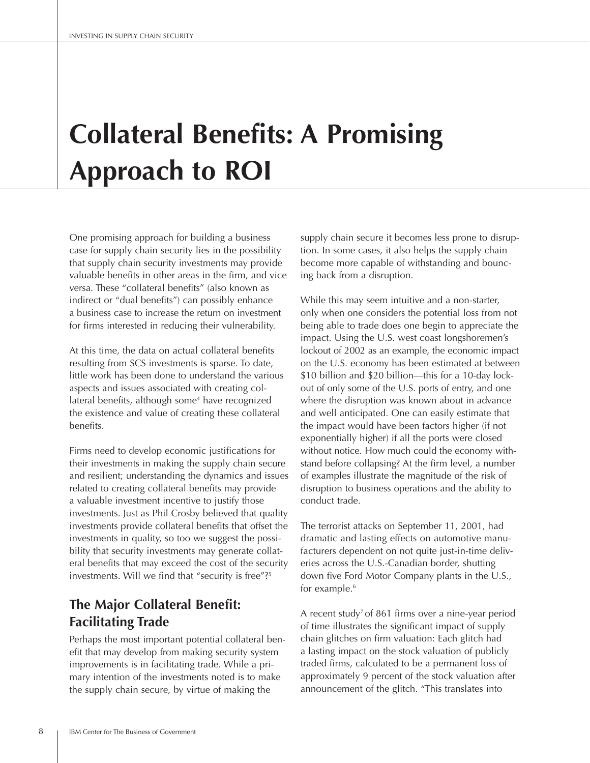# Collateral Benefits: A Promising Approach to ROI

One promising approach for building a business case for supply chain security lies in the possibility that supply chain security investments may provide valuable benefits in other areas in the firm, and vice versa. These "collateral benefits" (also known as indirect or "dual benefits") can possibly enhance a business case to increase the return on investment for firms interested in reducing their vulnerability.

At this time, the data on actual collateral benefits resulting from SCS investments is sparse. To date, little work has been done to understand the various aspects and issues associated with creating collateral benefits, although some[4] have recognized the existence and value of creating these collateral benefits.

Firms need to develop economic justifications for their investments in making the supply chain secure and resilient; understanding the dynamics and issues related to creating collateral benefits may provide a valuable investment incentive to justify those investments. Just as Phil Crosby believed that quality investments provide collateral benefits that offset the investments in quality, so too we suggest the possibility that security investments may generate collateral benefits that may exceed the cost of the security investments. Will we find that "security is free"?[5]

## The Major Collateral Benefit: Facilitating Trade

Perhaps the most important potential collateral benefit that may develop from making security system improvements is in facilitating trade. While a primary intention of the investments noted is to make the supply chain secure, by virtue of making the supply chain secure it becomes less prone to disruption. In some cases, it also helps the supply chain become more capable of withstanding and bouncing back from a disruption.

While this may seem intuitive and a non-starter, only when one considers the potential loss from not being able to trade does one begin to appreciate the impact. Using the U.S. west coast longshoremen's lockout of 2002 as an example, the economic impact on the U.S. economy has been estimated at between \$10 billion and \$20 billion—this for a 10-day lockout of only some of the U.S. ports of entry, and one where the disruption was known about in advance and well anticipated. One can easily estimate that the impact would have been factors higher (if not exponentially higher) if all the ports were closed without notice. How much could the economy withstand before collapsing? At the firm level, a number of examples illustrate the magnitude of the risk of disruption to business operations and the ability to conduct trade.

The terrorist attacks on September 11, 2001, had dramatic and lasting effects on automotive manufacturers dependent on not quite just-in-time deliveries across the U.S.-Canadian border, shutting down five Ford Motor Company plants in the U.S., for example.[6]

A recent study[7] of 861 firms over a nine-year period of time illustrates the significant impact of supply chain glitches on firm valuation: Each glitch had a lasting impact on the stock valuation of publicly traded firms, calculated to be a permanent loss of approximately 9 percent of the stock valuation after announcement of the glitch. "This translates into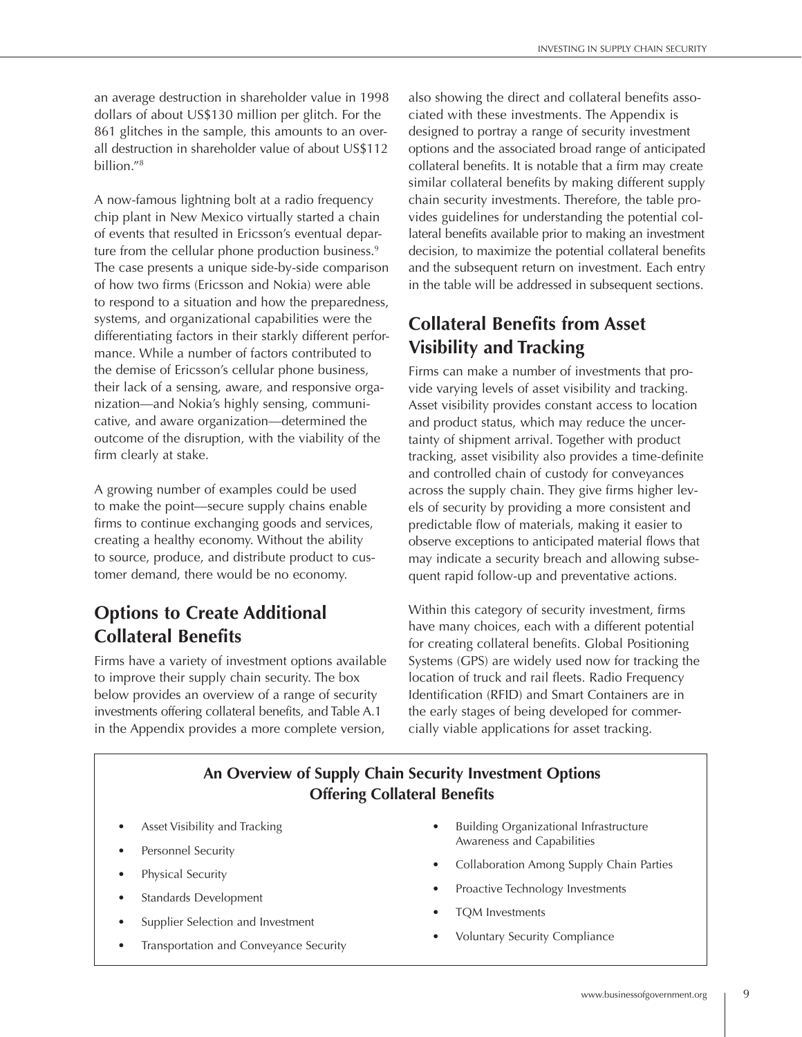an average destruction in shareholder value in 1998 dollars of about US$130 million per glitch. For the 861 glitches in the sample, this amounts to an overall destruction in shareholder value of about US$112 billion."[8]

A now-famous lightning bolt at a radio frequency chip plant in New Mexico virtually started a chain of events that resulted in Ericsson's eventual departure from the cellular phone production business.[9] The case presents a unique side-by-side comparison of how two firms (Ericsson and Nokia) were able to respond to a situation and how the preparedness, systems, and organizational capabilities were the differentiating factors in their starkly different performance. While a number of factors contributed to the demise of Ericsson's cellular phone business, their lack of a sensing, aware, and responsive organization—and Nokia's highly sensing, communicative, and aware organization—determined the outcome of the disruption, with the viability of the firm clearly at stake.

A growing number of examples could be used to make the point—secure supply chains enable firms to continue exchanging goods and services, creating a healthy economy. Without the ability to source, produce, and distribute product to customer demand, there would be no economy.

## Options to Create Additional Collateral Benefits

Firms have a variety of investment options available to improve their supply chain security. The box below provides an overview of a range of security investments offering collateral benefits, and Table A.1 in the Appendix provides a more complete version, also showing the direct and collateral benefits associated with these investments. The Appendix is designed to portray a range of security investment options and the associated broad range of anticipated collateral benefits. It is notable that a firm may create similar collateral benefits by making different supply chain security investments. Therefore, the table provides guidelines for understanding the potential collateral benefits available prior to making an investment decision, to maximize the potential collateral benefits and the subsequent return on investment. Each entry in the table will be addressed in subsequent sections.

## Collateral Benefits from Asset Visibility and Tracking

Firms can make a number of investments that provide varying levels of asset visibility and tracking. Asset visibility provides constant access to location and product status, which may reduce the uncertainty of shipment arrival. Together with product tracking, asset visibility also provides a time-definite and controlled chain of custody for conveyances across the supply chain. They give firms higher levels of security by providing a more consistent and predictable flow of materials, making it easier to observe exceptions to anticipated material flows that may indicate a security breach and allowing subsequent rapid follow-up and preventative actions.

Within this category of security investment, firms have many choices, each with a different potential for creating collateral benefits. Global Positioning Systems (GPS) are widely used now for tracking the location of truck and rail fleets. Radio Frequency Identification (RFID) and Smart Containers are in the early stages of being developed for commercially viable applications for asset tracking.

**An Overview of Supply Chain Security Investment Options Offering Collateral Benefits**

- Asset Visibility and Tracking
- Personnel Security
- Physical Security
- Standards Development
- Supplier Selection and Investment
- Transportation and Conveyance Security
- Building Organizational Infrastructure Awareness and Capabilities
- Collaboration Among Supply Chain Parties
- Proactive Technology Investments
- TQM Investments
- Voluntary Security Compliance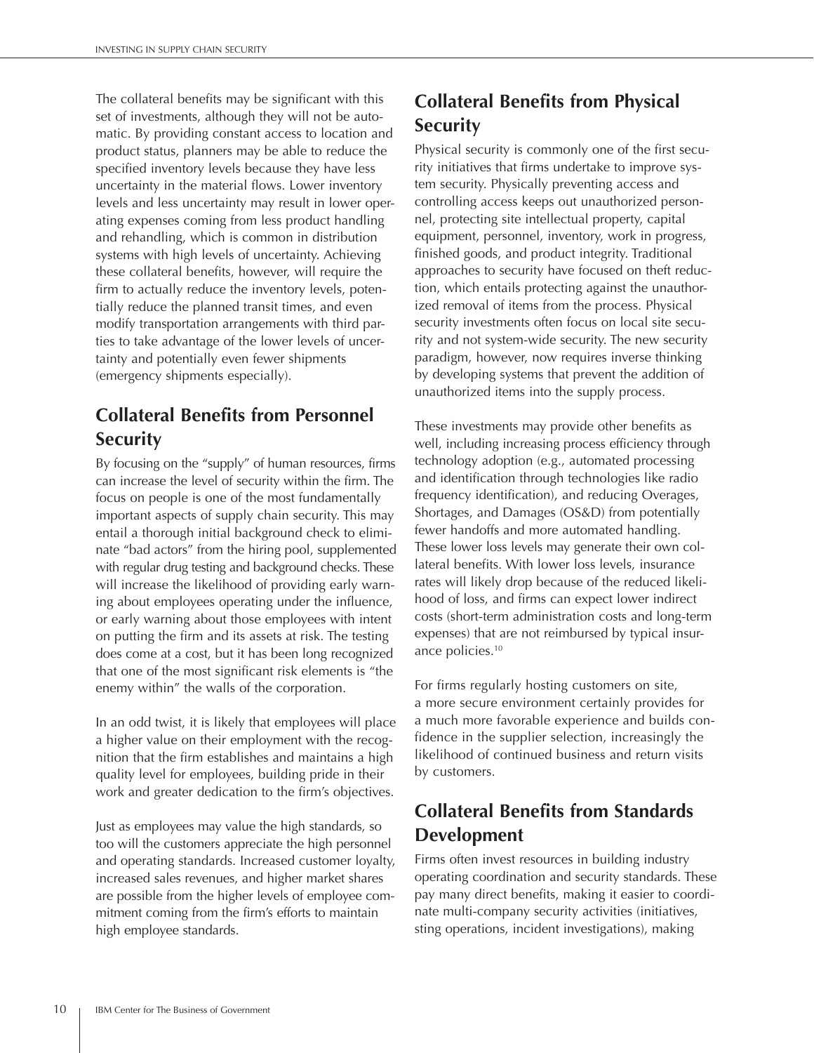The collateral benefits may be significant with this set of investments, although they will not be automatic. By providing constant access to location and product status, planners may be able to reduce the specified inventory levels because they have less uncertainty in the material flows. Lower inventory levels and less uncertainty may result in lower operating expenses coming from less product handling and rehandling, which is common in distribution systems with high levels of uncertainty. Achieving these collateral benefits, however, will require the firm to actually reduce the inventory levels, potentially reduce the planned transit times, and even modify transportation arrangements with third parties to take advantage of the lower levels of uncertainty and potentially even fewer shipments (emergency shipments especially).

## Collateral Benefits from Personnel Security

By focusing on the "supply" of human resources, firms can increase the level of security within the firm. The focus on people is one of the most fundamentally important aspects of supply chain security. This may entail a thorough initial background check to eliminate "bad actors" from the hiring pool, supplemented with regular drug testing and background checks. These will increase the likelihood of providing early warning about employees operating under the influence, or early warning about those employees with intent on putting the firm and its assets at risk. The testing does come at a cost, but it has been long recognized that one of the most significant risk elements is "the enemy within" the walls of the corporation.

In an odd twist, it is likely that employees will place a higher value on their employment with the recognition that the firm establishes and maintains a high quality level for employees, building pride in their work and greater dedication to the firm's objectives.

Just as employees may value the high standards, so too will the customers appreciate the high personnel and operating standards. Increased customer loyalty, increased sales revenues, and higher market shares are possible from the higher levels of employee commitment coming from the firm's efforts to maintain high employee standards.

## Collateral Benefits from Physical Security

Physical security is commonly one of the first security initiatives that firms undertake to improve system security. Physically preventing access and controlling access keeps out unauthorized personnel, protecting site intellectual property, capital equipment, personnel, inventory, work in progress, finished goods, and product integrity. Traditional approaches to security have focused on theft reduction, which entails protecting against the unauthorized removal of items from the process. Physical security investments often focus on local site security and not system-wide security. The new security paradigm, however, now requires inverse thinking by developing systems that prevent the addition of unauthorized items into the supply process.

These investments may provide other benefits as well, including increasing process efficiency through technology adoption (e.g., automated processing and identification through technologies like radio frequency identification), and reducing Overages, Shortages, and Damages (OS&D) from potentially fewer handoffs and more automated handling. These lower loss levels may generate their own collateral benefits. With lower loss levels, insurance rates will likely drop because of the reduced likelihood of loss, and firms can expect lower indirect costs (short-term administration costs and long-term expenses) that are not reimbursed by typical insurance policies.[10]

For firms regularly hosting customers on site, a more secure environment certainly provides for a much more favorable experience and builds confidence in the supplier selection, increasingly the likelihood of continued business and return visits by customers.

## Collateral Benefits from Standards Development

Firms often invest resources in building industry operating coordination and security standards. These pay many direct benefits, making it easier to coordinate multi-company security activities (initiatives, sting operations, incident investigations), making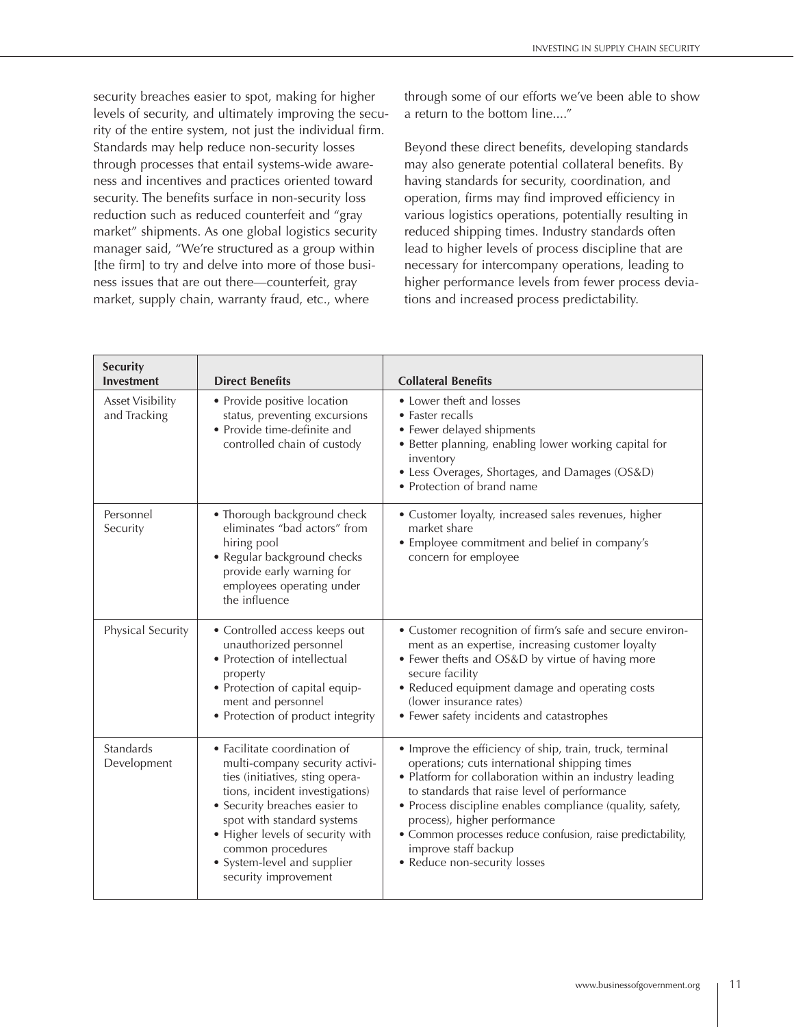security breaches easier to spot, making for higher levels of security, and ultimately improving the security of the entire system, not just the individual firm. Standards may help reduce non-security losses through processes that entail systems-wide awareness and incentives and practices oriented toward security. The benefits surface in non-security loss reduction such as reduced counterfeit and "gray market" shipments. As one global logistics security manager said, "We're structured as a group within [the firm] to try and delve into more of those business issues that are out there—counterfeit, gray market, supply chain, warranty fraud, etc., where through some of our efforts we've been able to show a return to the bottom line...."

Beyond these direct benefits, developing standards may also generate potential collateral benefits. By having standards for security, coordination, and operation, firms may find improved efficiency in various logistics operations, potentially resulting in reduced shipping times. Industry standards often lead to higher levels of process discipline that are necessary for intercompany operations, leading to higher performance levels from fewer process deviations and increased process predictability.

| Security Investment | Direct Benefits | Collateral Benefits |
|---|---|---|
| Asset Visibility and Tracking | • Provide positive location status, preventing excursions<br>• Provide time-definite and controlled chain of custody | • Lower theft and losses<br>• Faster recalls<br>• Fewer delayed shipments<br>• Better planning, enabling lower working capital for inventory<br>• Less Overages, Shortages, and Damages (OS&D)<br>• Protection of brand name |
| Personnel Security | • Thorough background check eliminates "bad actors" from hiring pool<br>• Regular background checks provide early warning for employees operating under the influence | • Customer loyalty, increased sales revenues, higher market share<br>• Employee commitment and belief in company's concern for employee |
| Physical Security | • Controlled access keeps out unauthorized personnel<br>• Protection of intellectual property<br>• Protection of capital equipment and personnel<br>• Protection of product integrity | • Customer recognition of firm's safe and secure environment as an expertise, increasing customer loyalty<br>• Fewer thefts and OS&D by virtue of having more secure facility<br>• Reduced equipment damage and operating costs (lower insurance rates)<br>• Fewer safety incidents and catastrophes |
| Standards Development | • Facilitate coordination of multi-company security activities (initiatives, sting operations, incident investigations)<br>• Security breaches easier to spot with standard systems<br>• Higher levels of security with common procedures<br>• System-level and supplier security improvement | • Improve the efficiency of ship, train, truck, terminal operations; cuts international shipping times<br>• Platform for collaboration within an industry leading to standards that raise level of performance<br>• Process discipline enables compliance (quality, safety, process), higher performance<br>• Common processes reduce confusion, raise predictability, improve staff backup<br>• Reduce non-security losses |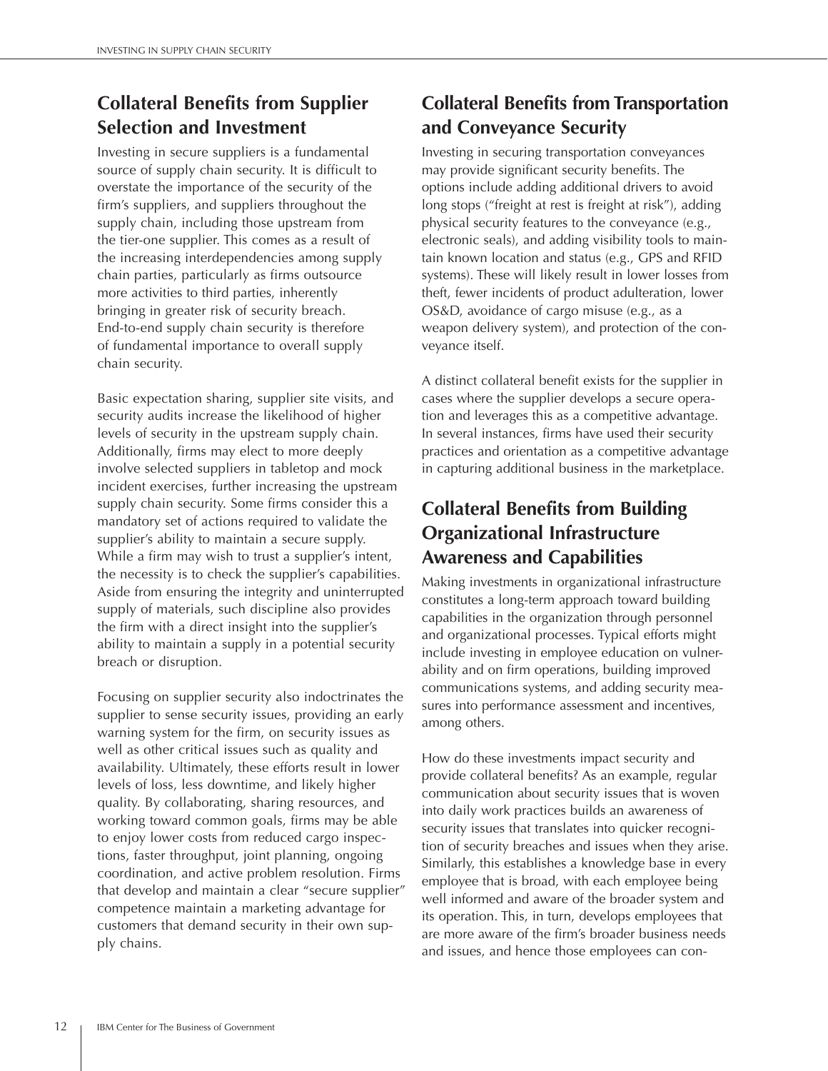## Collateral Benefits from Supplier Selection and Investment

Investing in secure suppliers is a fundamental source of supply chain security. It is difficult to overstate the importance of the security of the firm's suppliers, and suppliers throughout the supply chain, including those upstream from the tier-one supplier. This comes as a result of the increasing interdependencies among supply chain parties, particularly as firms outsource more activities to third parties, inherently bringing in greater risk of security breach. End-to-end supply chain security is therefore of fundamental importance to overall supply chain security.

Basic expectation sharing, supplier site visits, and security audits increase the likelihood of higher levels of security in the upstream supply chain. Additionally, firms may elect to more deeply involve selected suppliers in tabletop and mock incident exercises, further increasing the upstream supply chain security. Some firms consider this a mandatory set of actions required to validate the supplier's ability to maintain a secure supply. While a firm may wish to trust a supplier's intent, the necessity is to check the supplier's capabilities. Aside from ensuring the integrity and uninterrupted supply of materials, such discipline also provides the firm with a direct insight into the supplier's ability to maintain a supply in a potential security breach or disruption.

Focusing on supplier security also indoctrinates the supplier to sense security issues, providing an early warning system for the firm, on security issues as well as other critical issues such as quality and availability. Ultimately, these efforts result in lower levels of loss, less downtime, and likely higher quality. By collaborating, sharing resources, and working toward common goals, firms may be able to enjoy lower costs from reduced cargo inspections, faster throughput, joint planning, ongoing coordination, and active problem resolution. Firms that develop and maintain a clear "secure supplier" competence maintain a marketing advantage for customers that demand security in their own supply chains.

## Collateral Benefits from Transportation and Conveyance Security

Investing in securing transportation conveyances may provide significant security benefits. The options include adding additional drivers to avoid long stops ("freight at rest is freight at risk"), adding physical security features to the conveyance (e.g., electronic seals), and adding visibility tools to maintain known location and status (e.g., GPS and RFID systems). These will likely result in lower losses from theft, fewer incidents of product adulteration, lower OS&D, avoidance of cargo misuse (e.g., as a weapon delivery system), and protection of the conveyance itself.

A distinct collateral benefit exists for the supplier in cases where the supplier develops a secure operation and leverages this as a competitive advantage. In several instances, firms have used their security practices and orientation as a competitive advantage in capturing additional business in the marketplace.

## Collateral Benefits from Building Organizational Infrastructure Awareness and Capabilities

Making investments in organizational infrastructure constitutes a long-term approach toward building capabilities in the organization through personnel and organizational processes. Typical efforts might include investing in employee education on vulnerability and on firm operations, building improved communications systems, and adding security measures into performance assessment and incentives, among others.

How do these investments impact security and provide collateral benefits? As an example, regular communication about security issues that is woven into daily work practices builds an awareness of security issues that translates into quicker recognition of security breaches and issues when they arise. Similarly, this establishes a knowledge base in every employee that is broad, with each employee being well informed and aware of the broader system and its operation. This, in turn, develops employees that are more aware of the firm's broader business needs and issues, and hence those employees can con-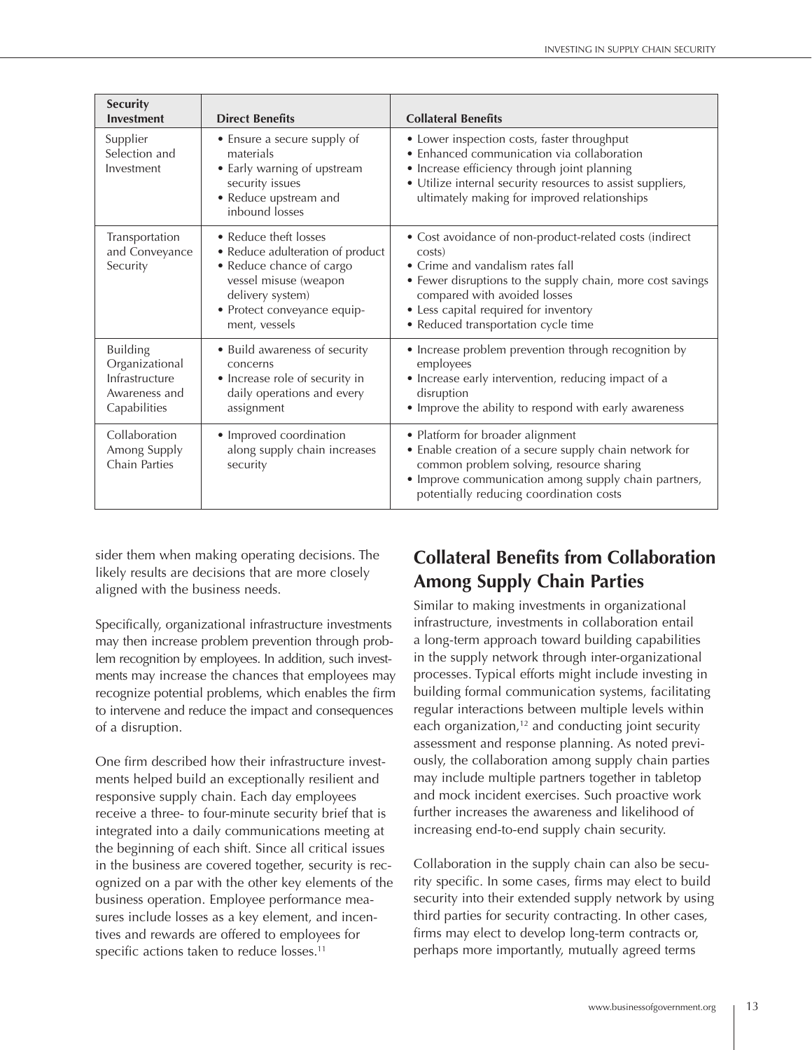| Security Investment | Direct Benefits | Collateral Benefits |
|---|---|---|
| Supplier Selection and Investment | • Ensure a secure supply of materials<br>• Early warning of upstream security issues<br>• Reduce upstream and inbound losses | • Lower inspection costs, faster throughput<br>• Enhanced communication via collaboration<br>• Increase efficiency through joint planning<br>• Utilize internal security resources to assist suppliers, ultimately making for improved relationships |
| Transportation and Conveyance Security | • Reduce theft losses<br>• Reduce adulteration of product<br>• Reduce chance of cargo vessel misuse (weapon delivery system)<br>• Protect conveyance equipment, vessels | • Cost avoidance of non-product-related costs (indirect costs)<br>• Crime and vandalism rates fall<br>• Fewer disruptions to the supply chain, more cost savings compared with avoided losses<br>• Less capital required for inventory<br>• Reduced transportation cycle time |
| Building Organizational Infrastructure Awareness and Capabilities | • Build awareness of security concerns<br>• Increase role of security in daily operations and every assignment | • Increase problem prevention through recognition by employees<br>• Increase early intervention, reducing impact of a disruption<br>• Improve the ability to respond with early awareness |
| Collaboration Among Supply Chain Parties | • Improved coordination along supply chain increases security | • Platform for broader alignment<br>• Enable creation of a secure supply chain network for common problem solving, resource sharing<br>• Improve communication among supply chain partners, potentially reducing coordination costs |

sider them when making operating decisions. The likely results are decisions that are more closely aligned with the business needs.

Specifically, organizational infrastructure investments may then increase problem prevention through problem recognition by employees. In addition, such investments may increase the chances that employees may recognize potential problems, which enables the firm to intervene and reduce the impact and consequences of a disruption.

One firm described how their infrastructure investments helped build an exceptionally resilient and responsive supply chain. Each day employees receive a three- to four-minute security brief that is integrated into a daily communications meeting at the beginning of each shift. Since all critical issues in the business are covered together, security is recognized on a par with the other key elements of the business operation. Employee performance measures include losses as a key element, and incentives and rewards are offered to employees for specific actions taken to reduce losses.[11]

## Collateral Benefits from Collaboration Among Supply Chain Parties

Similar to making investments in organizational infrastructure, investments in collaboration entail a long-term approach toward building capabilities in the supply network through inter-organizational processes. Typical efforts might include investing in building formal communication systems, facilitating regular interactions between multiple levels within each organization,[12] and conducting joint security assessment and response planning. As noted previously, the collaboration among supply chain parties may include multiple partners together in tabletop and mock incident exercises. Such proactive work further increases the awareness and likelihood of increasing end-to-end supply chain security.

Collaboration in the supply chain can also be security specific. In some cases, firms may elect to build security into their extended supply network by using third parties for security contracting. In other cases, firms may elect to develop long-term contracts or, perhaps more importantly, mutually agreed terms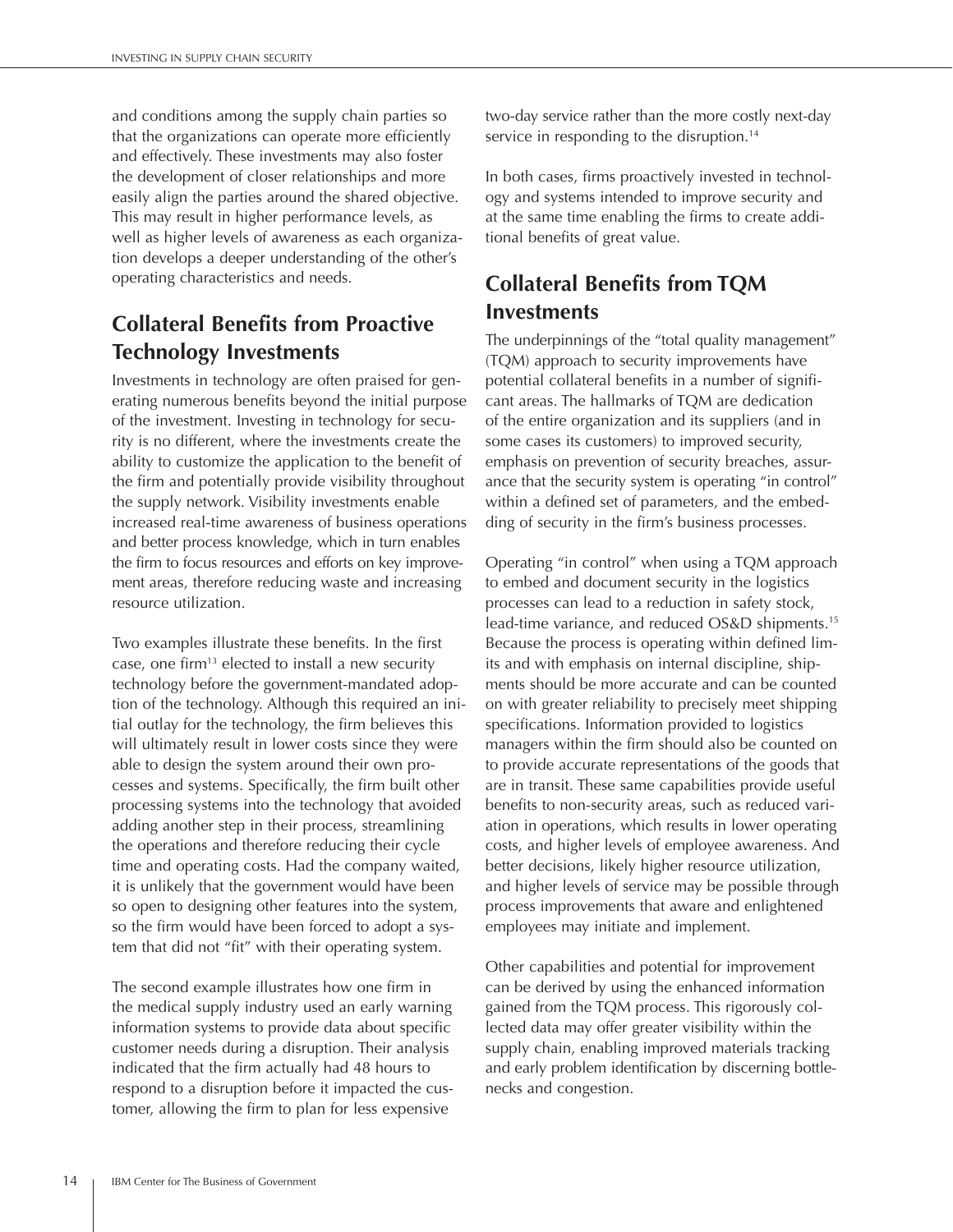and conditions among the supply chain parties so that the organizations can operate more efficiently and effectively. These investments may also foster the development of closer relationships and more easily align the parties around the shared objective. This may result in higher performance levels, as well as higher levels of awareness as each organization develops a deeper understanding of the other's operating characteristics and needs.

## Collateral Benefits from Proactive Technology Investments

Investments in technology are often praised for generating numerous benefits beyond the initial purpose of the investment. Investing in technology for security is no different, where the investments create the ability to customize the application to the benefit of the firm and potentially provide visibility throughout the supply network. Visibility investments enable increased real-time awareness of business operations and better process knowledge, which in turn enables the firm to focus resources and efforts on key improvement areas, therefore reducing waste and increasing resource utilization.

Two examples illustrate these benefits. In the first case, one firm[13] elected to install a new security technology before the government-mandated adoption of the technology. Although this required an initial outlay for the technology, the firm believes this will ultimately result in lower costs since they were able to design the system around their own processes and systems. Specifically, the firm built other processing systems into the technology that avoided adding another step in their process, streamlining the operations and therefore reducing their cycle time and operating costs. Had the company waited, it is unlikely that the government would have been so open to designing other features into the system, so the firm would have been forced to adopt a system that did not "fit" with their operating system.

The second example illustrates how one firm in the medical supply industry used an early warning information systems to provide data about specific customer needs during a disruption. Their analysis indicated that the firm actually had 48 hours to respond to a disruption before it impacted the customer, allowing the firm to plan for less expensive two-day service rather than the more costly next-day service in responding to the disruption.[14]

In both cases, firms proactively invested in technology and systems intended to improve security and at the same time enabling the firms to create additional benefits of great value.

## Collateral Benefits from TQM Investments

The underpinnings of the "total quality management" (TQM) approach to security improvements have potential collateral benefits in a number of significant areas. The hallmarks of TQM are dedication of the entire organization and its suppliers (and in some cases its customers) to improved security, emphasis on prevention of security breaches, assurance that the security system is operating "in control" within a defined set of parameters, and the embedding of security in the firm's business processes.

Operating "in control" when using a TQM approach to embed and document security in the logistics processes can lead to a reduction in safety stock, lead-time variance, and reduced OS&D shipments.[15] Because the process is operating within defined limits and with emphasis on internal discipline, shipments should be more accurate and can be counted on with greater reliability to precisely meet shipping specifications. Information provided to logistics managers within the firm should also be counted on to provide accurate representations of the goods that are in transit. These same capabilities provide useful benefits to non-security areas, such as reduced variation in operations, which results in lower operating costs, and higher levels of employee awareness. And better decisions, likely higher resource utilization, and higher levels of service may be possible through process improvements that aware and enlightened employees may initiate and implement.

Other capabilities and potential for improvement can be derived by using the enhanced information gained from the TQM process. This rigorously collected data may offer greater visibility within the supply chain, enabling improved materials tracking and early problem identification by discerning bottlenecks and congestion.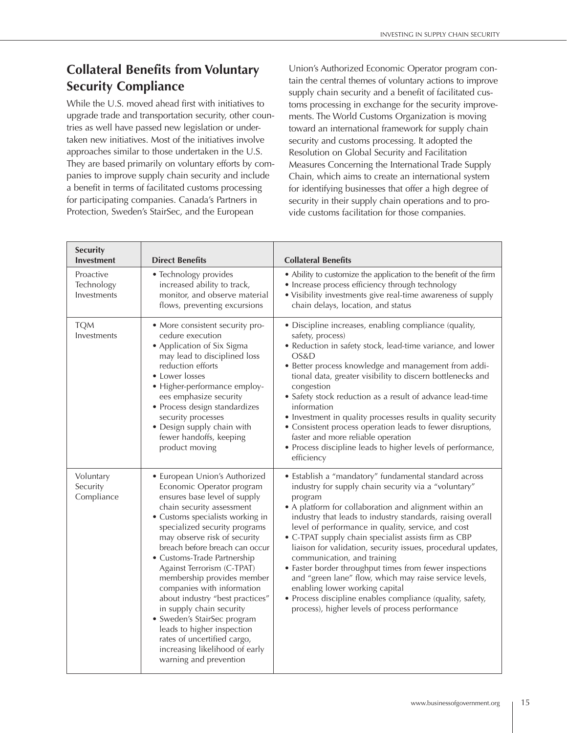## Collateral Benefits from Voluntary Security Compliance

While the U.S. moved ahead first with initiatives to upgrade trade and transportation security, other countries as well have passed new legislation or undertaken new initiatives. Most of the initiatives involve approaches similar to those undertaken in the U.S. They are based primarily on voluntary efforts by companies to improve supply chain security and include a benefit in terms of facilitated customs processing for participating companies. Canada's Partners in Protection, Sweden's StairSec, and the European Union's Authorized Economic Operator program contain the central themes of voluntary actions to improve supply chain security and a benefit of facilitated customs processing in exchange for the security improvements. The World Customs Organization is moving toward an international framework for supply chain security and customs processing. It adopted the Resolution on Global Security and Facilitation Measures Concerning the International Trade Supply Chain, which aims to create an international system for identifying businesses that offer a high degree of security in their supply chain operations and to provide customs facilitation for those companies.

| Security Investment | Direct Benefits | Collateral Benefits |
|---|---|---|
| Proactive Technology Investments | • Technology provides increased ability to track, monitor, and observe material flows, preventing excursions | • Ability to customize the application to the benefit of the firm<br>• Increase process efficiency through technology<br>• Visibility investments give real-time awareness of supply chain delays, location, and status |
| TQM Investments | • More consistent security procedure execution<br>• Application of Six Sigma may lead to disciplined loss reduction efforts<br>• Lower losses<br>• Higher-performance employees emphasize security<br>• Process design standardizes security processes<br>• Design supply chain with fewer handoffs, keeping product moving | • Discipline increases, enabling compliance (quality, safety, process)<br>• Reduction in safety stock, lead-time variance, and lower OS&D<br>• Better process knowledge and management from additional data, greater visibility to discern bottlenecks and congestion<br>• Safety stock reduction as a result of advance lead-time information<br>• Investment in quality processes results in quality security<br>• Consistent process operation leads to fewer disruptions, faster and more reliable operation<br>• Process discipline leads to higher levels of performance, efficiency |
| Voluntary Security Compliance | • European Union's Authorized Economic Operator program ensures base level of supply chain security assessment<br>• Customs specialists working in specialized security programs may observe risk of security breach before breach can occur<br>• Customs-Trade Partnership Against Terrorism (C-TPAT) membership provides member companies with information about industry "best practices" in supply chain security<br>• Sweden's StairSec program leads to higher inspection rates of uncertified cargo, increasing likelihood of early warning and prevention | • Establish a "mandatory" fundamental standard across industry for supply chain security via a "voluntary" program<br>• A platform for collaboration and alignment within an industry that leads to industry standards, raising overall level of performance in quality, service, and cost<br>• C-TPAT supply chain specialist assists firm as CBP liaison for validation, security issues, procedural updates, communication, and training<br>• Faster border throughput times from fewer inspections and "green lane" flow, which may raise service levels, enabling lower working capital<br>• Process discipline enables compliance (quality, safety, process), higher levels of process performance |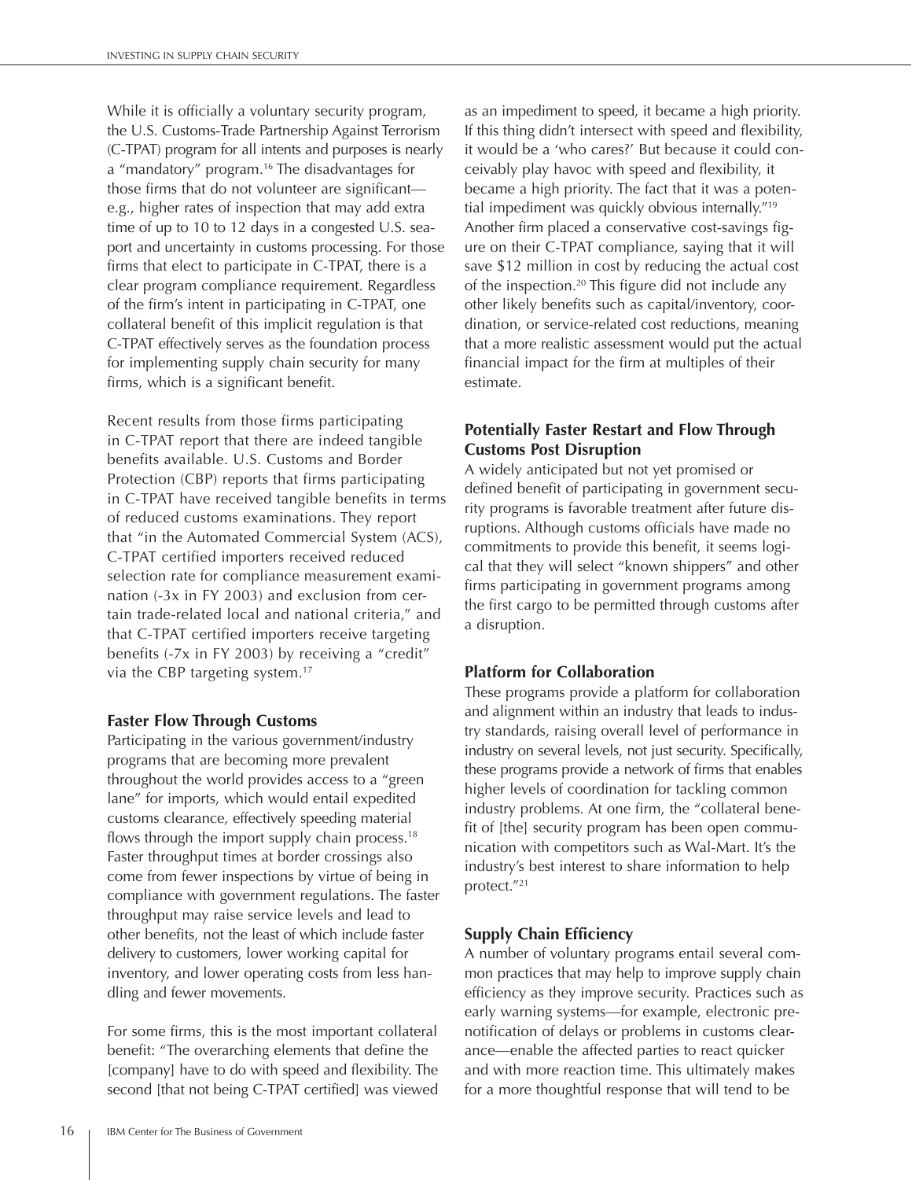While it is officially a voluntary security program, the U.S. Customs-Trade Partnership Against Terrorism (C-TPAT) program for all intents and purposes is nearly a "mandatory" program.[16] The disadvantages for those firms that do not volunteer are significant—e.g., higher rates of inspection that may add extra time of up to 10 to 12 days in a congested U.S. seaport and uncertainty in customs processing. For those firms that elect to participate in C-TPAT, there is a clear program compliance requirement. Regardless of the firm's intent in participating in C-TPAT, one collateral benefit of this implicit regulation is that C-TPAT effectively serves as the foundation process for implementing supply chain security for many firms, which is a significant benefit.

Recent results from those firms participating in C-TPAT report that there are indeed tangible benefits available. U.S. Customs and Border Protection (CBP) reports that firms participating in C-TPAT have received tangible benefits in terms of reduced customs examinations. They report that "in the Automated Commercial System (ACS), C-TPAT certified importers received reduced selection rate for compliance measurement examination (-3x in FY 2003) and exclusion from certain trade-related local and national criteria," and that C-TPAT certified importers receive targeting benefits (-7x in FY 2003) by receiving a "credit" via the CBP targeting system.[17]

### Faster Flow Through Customs

Participating in the various government/industry programs that are becoming more prevalent throughout the world provides access to a "green lane" for imports, which would entail expedited customs clearance, effectively speeding material flows through the import supply chain process.[18] Faster throughput times at border crossings also come from fewer inspections by virtue of being in compliance with government regulations. The faster throughput may raise service levels and lead to other benefits, not the least of which include faster delivery to customers, lower working capital for inventory, and lower operating costs from less handling and fewer movements.

For some firms, this is the most important collateral benefit: "The overarching elements that define the [company] have to do with speed and flexibility. The second [that not being C-TPAT certified] was viewed as an impediment to speed, it became a high priority. If this thing didn't intersect with speed and flexibility, it would be a 'who cares?' But because it could conceivably play havoc with speed and flexibility, it became a high priority. The fact that it was a potential impediment was quickly obvious internally."[19] Another firm placed a conservative cost-savings figure on their C-TPAT compliance, saying that it will save $12 million in cost by reducing the actual cost of the inspection.[20] This figure did not include any other likely benefits such as capital/inventory, coordination, or service-related cost reductions, meaning that a more realistic assessment would put the actual financial impact for the firm at multiples of their estimate.

### Potentially Faster Restart and Flow Through Customs Post Disruption

A widely anticipated but not yet promised or defined benefit of participating in government security programs is favorable treatment after future disruptions. Although customs officials have made no commitments to provide this benefit, it seems logical that they will select "known shippers" and other firms participating in government programs among the first cargo to be permitted through customs after a disruption.

### Platform for Collaboration

These programs provide a platform for collaboration and alignment within an industry that leads to industry standards, raising overall level of performance in industry on several levels, not just security. Specifically, these programs provide a network of firms that enables higher levels of coordination for tackling common industry problems. At one firm, the "collateral benefit of [the] security program has been open communication with competitors such as Wal-Mart. It's the industry's best interest to share information to help protect."[21]

### Supply Chain Efficiency

A number of voluntary programs entail several common practices that may help to improve supply chain efficiency as they improve security. Practices such as early warning systems—for example, electronic prenotification of delays or problems in customs clearance—enable the affected parties to react quicker and with more reaction time. This ultimately makes for a more thoughtful response that will tend to be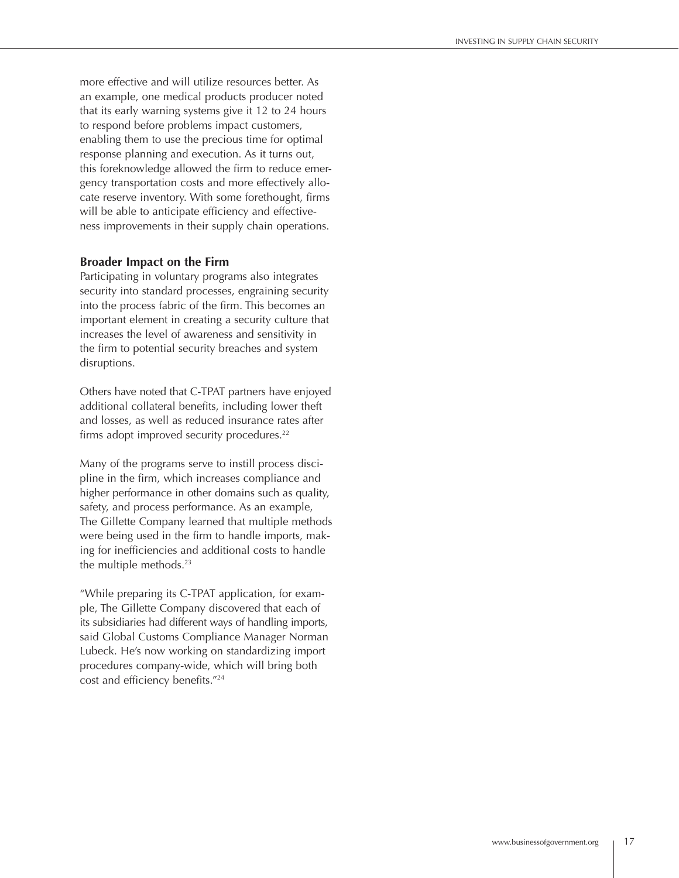more effective and will utilize resources better. As an example, one medical products producer noted that its early warning systems give it 12 to 24 hours to respond before problems impact customers, enabling them to use the precious time for optimal response planning and execution. As it turns out, this foreknowledge allowed the firm to reduce emergency transportation costs and more effectively allocate reserve inventory. With some forethought, firms will be able to anticipate efficiency and effectiveness improvements in their supply chain operations.

**Broader Impact on the Firm**

Participating in voluntary programs also integrates security into standard processes, engraining security into the process fabric of the firm. This becomes an important element in creating a security culture that increases the level of awareness and sensitivity in the firm to potential security breaches and system disruptions.

Others have noted that C-TPAT partners have enjoyed additional collateral benefits, including lower theft and losses, as well as reduced insurance rates after firms adopt improved security procedures.[22]

Many of the programs serve to instill process discipline in the firm, which increases compliance and higher performance in other domains such as quality, safety, and process performance. As an example, The Gillette Company learned that multiple methods were being used in the firm to handle imports, making for inefficiencies and additional costs to handle the multiple methods.[23]

"While preparing its C-TPAT application, for example, The Gillette Company discovered that each of its subsidiaries had different ways of handling imports, said Global Customs Compliance Manager Norman Lubeck. He's now working on standardizing import procedures company-wide, which will bring both cost and efficiency benefits."[24]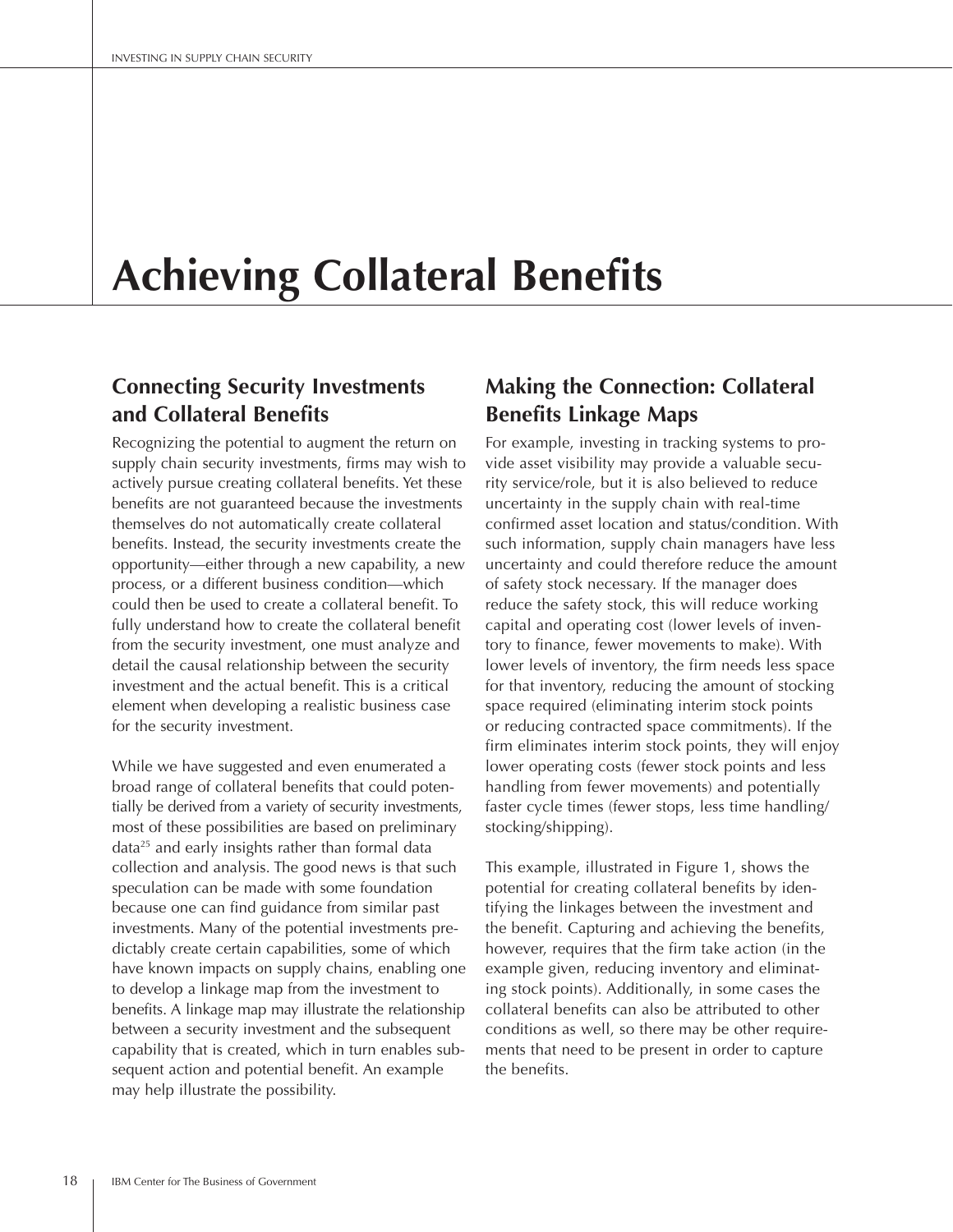# Achieving Collateral Benefits

## Connecting Security Investments and Collateral Benefits

Recognizing the potential to augment the return on supply chain security investments, firms may wish to actively pursue creating collateral benefits. Yet these benefits are not guaranteed because the investments themselves do not automatically create collateral benefits. Instead, the security investments create the opportunity—either through a new capability, a new process, or a different business condition—which could then be used to create a collateral benefit. To fully understand how to create the collateral benefit from the security investment, one must analyze and detail the causal relationship between the security investment and the actual benefit. This is a critical element when developing a realistic business case for the security investment.

While we have suggested and even enumerated a broad range of collateral benefits that could potentially be derived from a variety of security investments, most of these possibilities are based on preliminary data[25] and early insights rather than formal data collection and analysis. The good news is that such speculation can be made with some foundation because one can find guidance from similar past investments. Many of the potential investments predictably create certain capabilities, some of which have known impacts on supply chains, enabling one to develop a linkage map from the investment to benefits. A linkage map may illustrate the relationship between a security investment and the subsequent capability that is created, which in turn enables subsequent action and potential benefit. An example may help illustrate the possibility.

## Making the Connection: Collateral Benefits Linkage Maps

For example, investing in tracking systems to provide asset visibility may provide a valuable security service/role, but it is also believed to reduce uncertainty in the supply chain with real-time confirmed asset location and status/condition. With such information, supply chain managers have less uncertainty and could therefore reduce the amount of safety stock necessary. If the manager does reduce the safety stock, this will reduce working capital and operating cost (lower levels of inventory to finance, fewer movements to make). With lower levels of inventory, the firm needs less space for that inventory, reducing the amount of stocking space required (eliminating interim stock points or reducing contracted space commitments). If the firm eliminates interim stock points, they will enjoy lower operating costs (fewer stock points and less handling from fewer movements) and potentially faster cycle times (fewer stops, less time handling/stocking/shipping).

This example, illustrated in Figure 1, shows the potential for creating collateral benefits by identifying the linkages between the investment and the benefit. Capturing and achieving the benefits, however, requires that the firm take action (in the example given, reducing inventory and eliminating stock points). Additionally, in some cases the collateral benefits can also be attributed to other conditions as well, so there may be other requirements that need to be present in order to capture the benefits.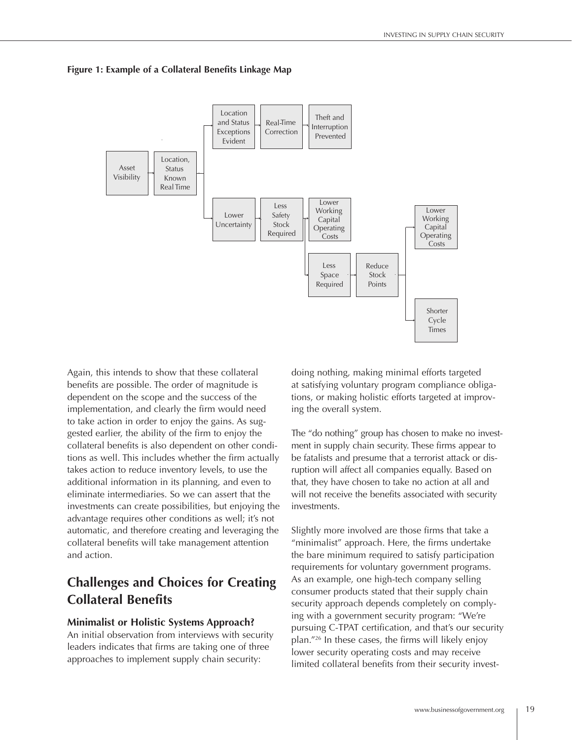**Figure 1: Example of a Collateral Benefits Linkage Map**

Asset Visibility → Location, Status Known Real Time

Location, Status Known Real Time → Location and Status Exceptions Evident → Real-Time Correction → Theft and Interruption Prevented

Location, Status Known Real Time → Lower Uncertainty → Less Safety Stock Required

Less Safety Stock Required → Lower Working Capital Operating Costs

Less Safety Stock Required → Less Space Required → Reduce Stock Points

Reduce Stock Points → Lower Working Capital Operating Costs

Reduce Stock Points → Shorter Cycle Times

Again, this intends to show that these collateral benefits are possible. The order of magnitude is dependent on the scope and the success of the implementation, and clearly the firm would need to take action in order to enjoy the gains. As suggested earlier, the ability of the firm to enjoy the collateral benefits is also dependent on other conditions as well. This includes whether the firm actually takes action to reduce inventory levels, to use the additional information in its planning, and even to eliminate intermediaries. So we can assert that the investments can create possibilities, but enjoying the advantage requires other conditions as well; it's not automatic, and therefore creating and leveraging the collateral benefits will take management attention and action.

## Challenges and Choices for Creating Collateral Benefits

### Minimalist or Holistic Systems Approach?

An initial observation from interviews with security leaders indicates that firms are taking one of three approaches to implement supply chain security: doing nothing, making minimal efforts targeted at satisfying voluntary program compliance obligations, or making holistic efforts targeted at improving the overall system.

The "do nothing" group has chosen to make no investment in supply chain security. These firms appear to be fatalists and presume that a terrorist attack or disruption will affect all companies equally. Based on that, they have chosen to take no action at all and will not receive the benefits associated with security investments.

Slightly more involved are those firms that take a "minimalist" approach. Here, the firms undertake the bare minimum required to satisfy participation requirements for voluntary government programs. As an example, one high-tech company selling consumer products stated that their supply chain security approach depends completely on complying with a government security program: "We're pursuing C-TPAT certification, and that's our security plan."[26] In these cases, the firms will likely enjoy lower security operating costs and may receive limited collateral benefits from their security invest-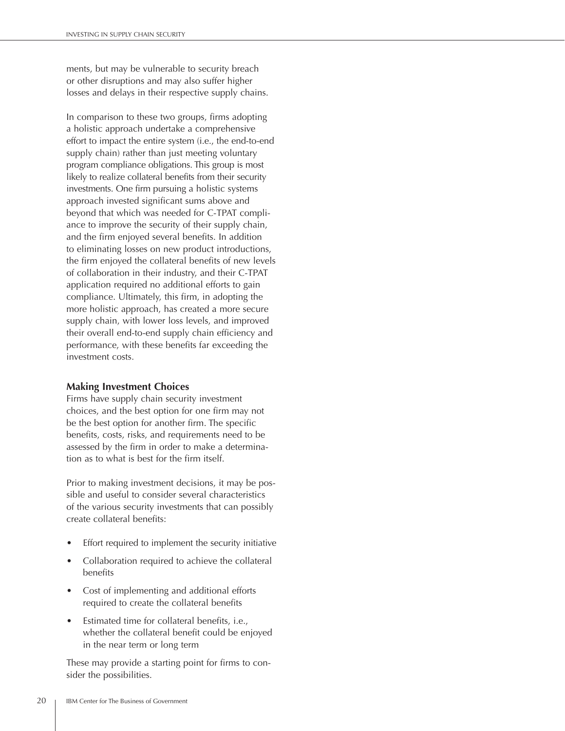ments, but may be vulnerable to security breach or other disruptions and may also suffer higher losses and delays in their respective supply chains.

In comparison to these two groups, firms adopting a holistic approach undertake a comprehensive effort to impact the entire system (i.e., the end-to-end supply chain) rather than just meeting voluntary program compliance obligations. This group is most likely to realize collateral benefits from their security investments. One firm pursuing a holistic systems approach invested significant sums above and beyond that which was needed for C-TPAT compliance to improve the security of their supply chain, and the firm enjoyed several benefits. In addition to eliminating losses on new product introductions, the firm enjoyed the collateral benefits of new levels of collaboration in their industry, and their C-TPAT application required no additional efforts to gain compliance. Ultimately, this firm, in adopting the more holistic approach, has created a more secure supply chain, with lower loss levels, and improved their overall end-to-end supply chain efficiency and performance, with these benefits far exceeding the investment costs.

### Making Investment Choices

Firms have supply chain security investment choices, and the best option for one firm may not be the best option for another firm. The specific benefits, costs, risks, and requirements need to be assessed by the firm in order to make a determination as to what is best for the firm itself.

Prior to making investment decisions, it may be possible and useful to consider several characteristics of the various security investments that can possibly create collateral benefits:

- Effort required to implement the security initiative
- Collaboration required to achieve the collateral benefits
- Cost of implementing and additional efforts required to create the collateral benefits
- Estimated time for collateral benefits, i.e., whether the collateral benefit could be enjoyed in the near term or long term

These may provide a starting point for firms to consider the possibilities.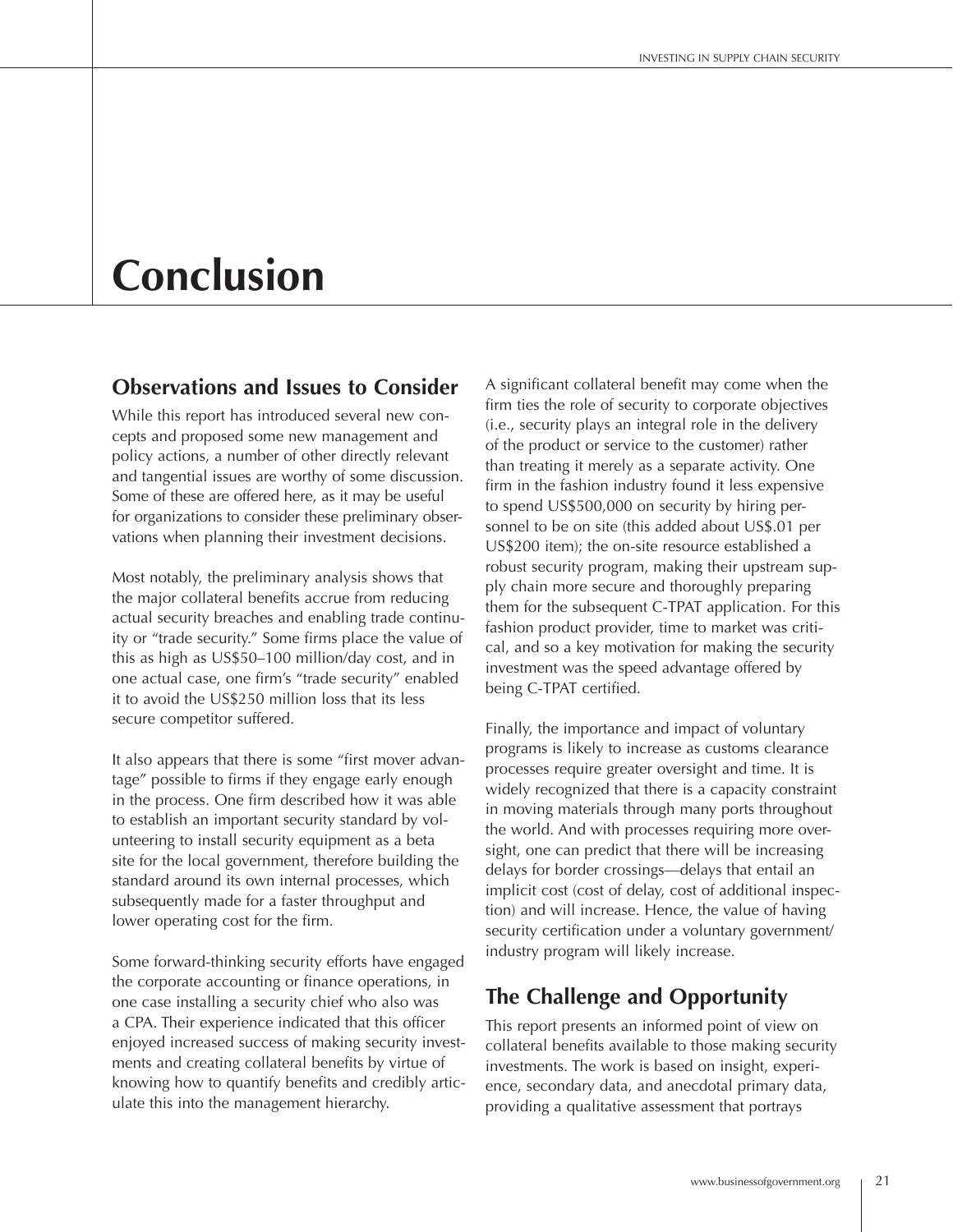# Conclusion

## Observations and Issues to Consider

While this report has introduced several new concepts and proposed some new management and policy actions, a number of other directly relevant and tangential issues are worthy of some discussion. Some of these are offered here, as it may be useful for organizations to consider these preliminary observations when planning their investment decisions.

Most notably, the preliminary analysis shows that the major collateral benefits accrue from reducing actual security breaches and enabling trade continuity or "trade security." Some firms place the value of this as high as US$50–100 million/day cost, and in one actual case, one firm's "trade security" enabled it to avoid the US$250 million loss that its less secure competitor suffered.

It also appears that there is some "first mover advantage" possible to firms if they engage early enough in the process. One firm described how it was able to establish an important security standard by volunteering to install security equipment as a beta site for the local government, therefore building the standard around its own internal processes, which subsequently made for a faster throughput and lower operating cost for the firm.

Some forward-thinking security efforts have engaged the corporate accounting or finance operations, in one case installing a security chief who also was a CPA. Their experience indicated that this officer enjoyed increased success of making security investments and creating collateral benefits by virtue of knowing how to quantify benefits and credibly articulate this into the management hierarchy.

A significant collateral benefit may come when the firm ties the role of security to corporate objectives (i.e., security plays an integral role in the delivery of the product or service to the customer) rather than treating it merely as a separate activity. One firm in the fashion industry found it less expensive to spend US$500,000 on security by hiring personnel to be on site (this added about US$.01 per US$200 item); the on-site resource established a robust security program, making their upstream supply chain more secure and thoroughly preparing them for the subsequent C-TPAT application. For this fashion product provider, time to market was critical, and so a key motivation for making the security investment was the speed advantage offered by being C-TPAT certified.

Finally, the importance and impact of voluntary programs is likely to increase as customs clearance processes require greater oversight and time. It is widely recognized that there is a capacity constraint in moving materials through many ports throughout the world. And with processes requiring more oversight, one can predict that there will be increasing delays for border crossings—delays that entail an implicit cost (cost of delay, cost of additional inspection) and will increase. Hence, the value of having security certification under a voluntary government/industry program will likely increase.

## The Challenge and Opportunity

This report presents an informed point of view on collateral benefits available to those making security investments. The work is based on insight, experience, secondary data, and anecdotal primary data, providing a qualitative assessment that portrays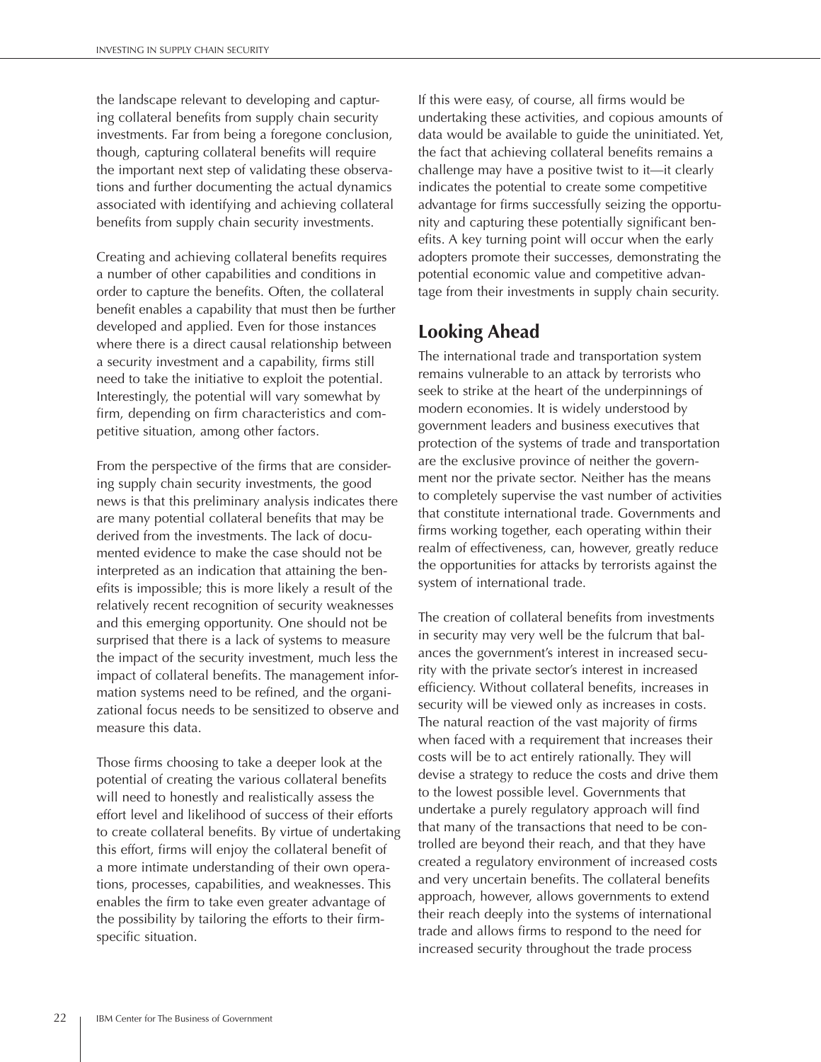the landscape relevant to developing and capturing collateral benefits from supply chain security investments. Far from being a foregone conclusion, though, capturing collateral benefits will require the important next step of validating these observations and further documenting the actual dynamics associated with identifying and achieving collateral benefits from supply chain security investments.

Creating and achieving collateral benefits requires a number of other capabilities and conditions in order to capture the benefits. Often, the collateral benefit enables a capability that must then be further developed and applied. Even for those instances where there is a direct causal relationship between a security investment and a capability, firms still need to take the initiative to exploit the potential. Interestingly, the potential will vary somewhat by firm, depending on firm characteristics and competitive situation, among other factors.

From the perspective of the firms that are considering supply chain security investments, the good news is that this preliminary analysis indicates there are many potential collateral benefits that may be derived from the investments. The lack of documented evidence to make the case should not be interpreted as an indication that attaining the benefits is impossible; this is more likely a result of the relatively recent recognition of security weaknesses and this emerging opportunity. One should not be surprised that there is a lack of systems to measure the impact of the security investment, much less the impact of collateral benefits. The management information systems need to be refined, and the organizational focus needs to be sensitized to observe and measure this data.

Those firms choosing to take a deeper look at the potential of creating the various collateral benefits will need to honestly and realistically assess the effort level and likelihood of success of their efforts to create collateral benefits. By virtue of undertaking this effort, firms will enjoy the collateral benefit of a more intimate understanding of their own operations, processes, capabilities, and weaknesses. This enables the firm to take even greater advantage of the possibility by tailoring the efforts to their firm-specific situation.

If this were easy, of course, all firms would be undertaking these activities, and copious amounts of data would be available to guide the uninitiated. Yet, the fact that achieving collateral benefits remains a challenge may have a positive twist to it—it clearly indicates the potential to create some competitive advantage for firms successfully seizing the opportunity and capturing these potentially significant benefits. A key turning point will occur when the early adopters promote their successes, demonstrating the potential economic value and competitive advantage from their investments in supply chain security.

## Looking Ahead

The international trade and transportation system remains vulnerable to an attack by terrorists who seek to strike at the heart of the underpinnings of modern economies. It is widely understood by government leaders and business executives that protection of the systems of trade and transportation are the exclusive province of neither the government nor the private sector. Neither has the means to completely supervise the vast number of activities that constitute international trade. Governments and firms working together, each operating within their realm of effectiveness, can, however, greatly reduce the opportunities for attacks by terrorists against the system of international trade.

The creation of collateral benefits from investments in security may very well be the fulcrum that balances the government's interest in increased security with the private sector's interest in increased efficiency. Without collateral benefits, increases in security will be viewed only as increases in costs. The natural reaction of the vast majority of firms when faced with a requirement that increases their costs will be to act entirely rationally. They will devise a strategy to reduce the costs and drive them to the lowest possible level. Governments that undertake a purely regulatory approach will find that many of the transactions that need to be controlled are beyond their reach, and that they have created a regulatory environment of increased costs and very uncertain benefits. The collateral benefits approach, however, allows governments to extend their reach deeply into the systems of international trade and allows firms to respond to the need for increased security throughout the trade process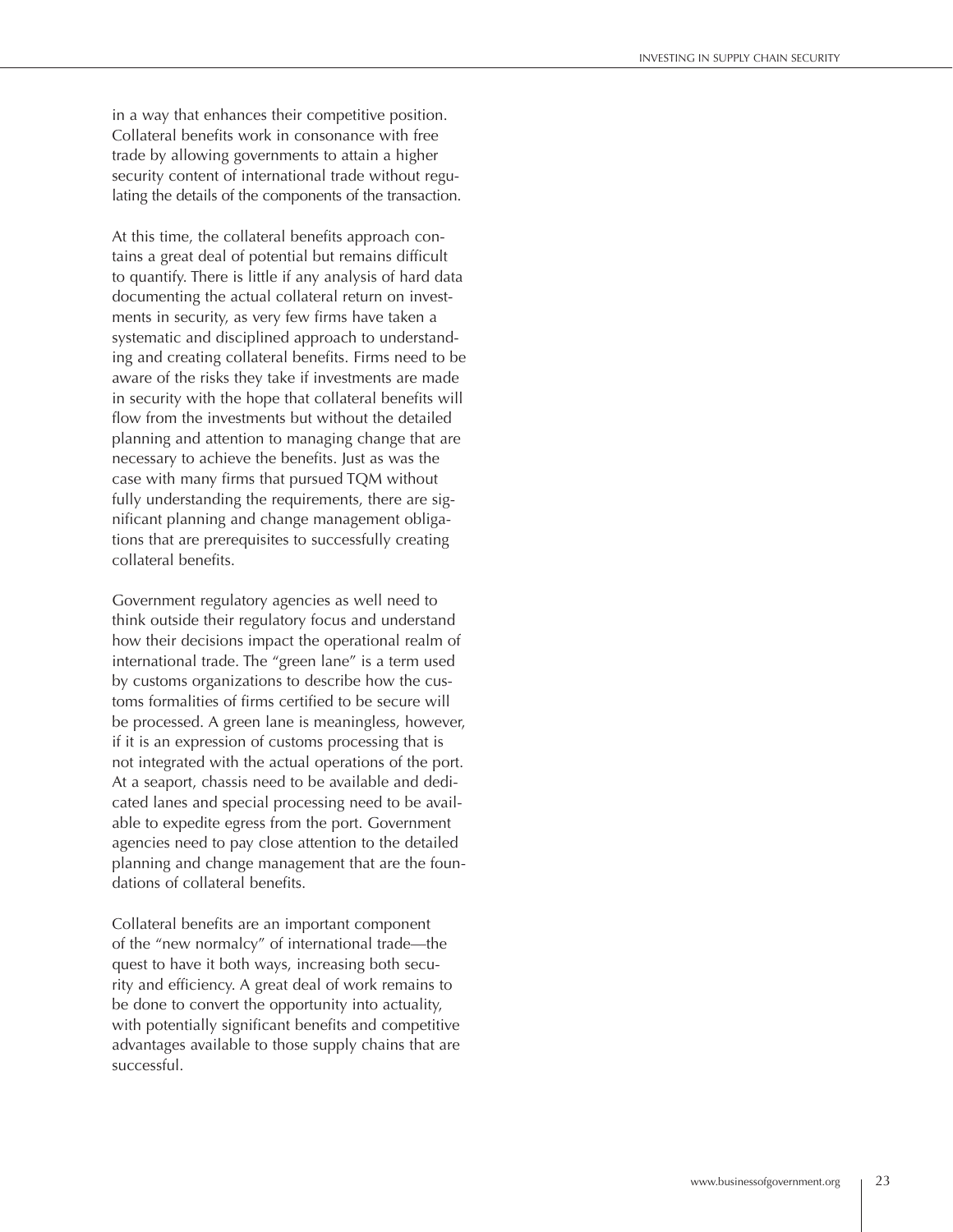in a way that enhances their competitive position. Collateral benefits work in consonance with free trade by allowing governments to attain a higher security content of international trade without regulating the details of the components of the transaction.

At this time, the collateral benefits approach contains a great deal of potential but remains difficult to quantify. There is little if any analysis of hard data documenting the actual collateral return on investments in security, as very few firms have taken a systematic and disciplined approach to understanding and creating collateral benefits. Firms need to be aware of the risks they take if investments are made in security with the hope that collateral benefits will flow from the investments but without the detailed planning and attention to managing change that are necessary to achieve the benefits. Just as was the case with many firms that pursued TQM without fully understanding the requirements, there are significant planning and change management obligations that are prerequisites to successfully creating collateral benefits.

Government regulatory agencies as well need to think outside their regulatory focus and understand how their decisions impact the operational realm of international trade. The "green lane" is a term used by customs organizations to describe how the customs formalities of firms certified to be secure will be processed. A green lane is meaningless, however, if it is an expression of customs processing that is not integrated with the actual operations of the port. At a seaport, chassis need to be available and dedicated lanes and special processing need to be available to expedite egress from the port. Government agencies need to pay close attention to the detailed planning and change management that are the foundations of collateral benefits.

Collateral benefits are an important component of the "new normalcy" of international trade—the quest to have it both ways, increasing both security and efficiency. A great deal of work remains to be done to convert the opportunity into actuality, with potentially significant benefits and competitive advantages available to those supply chains that are successful.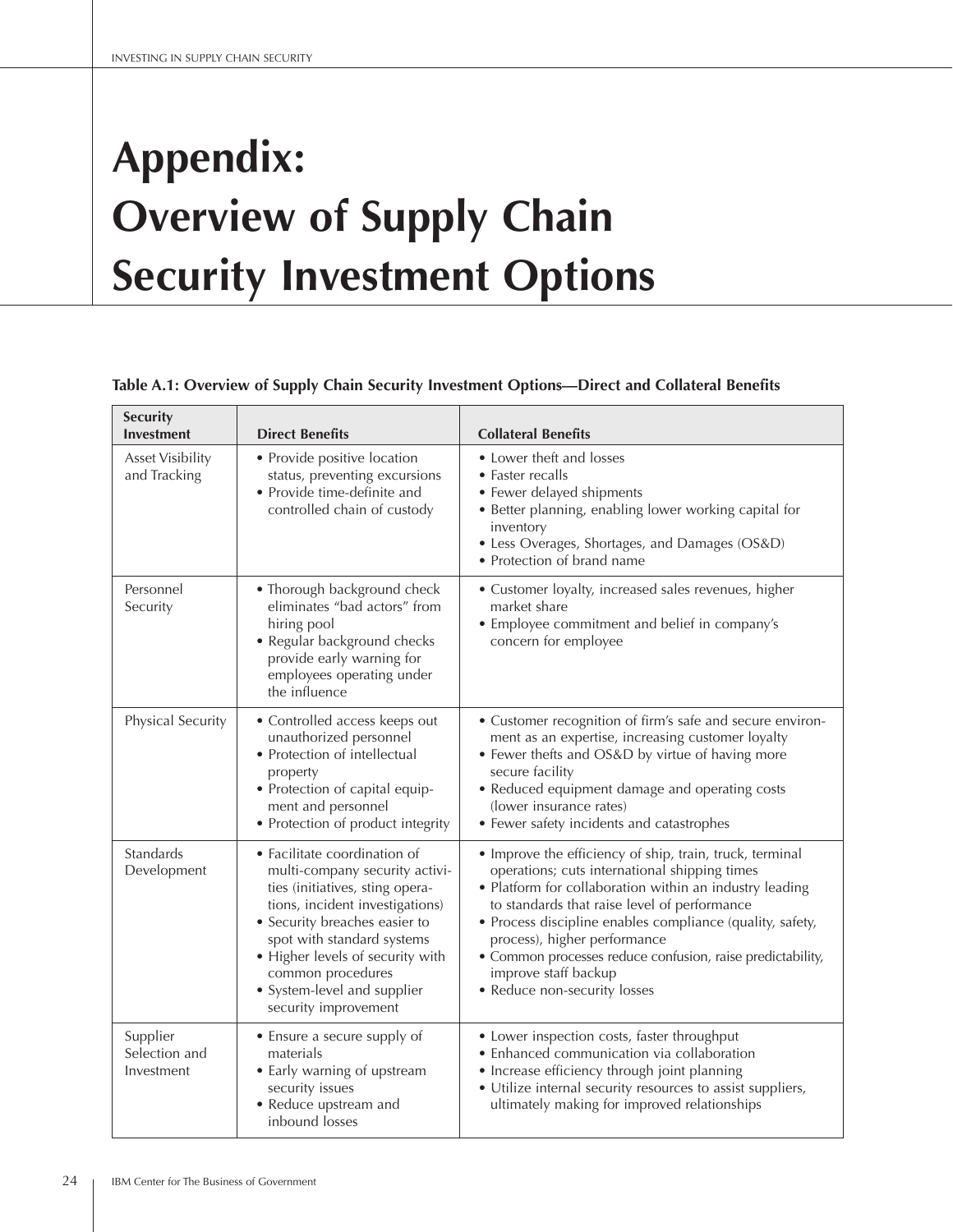# Appendix: Overview of Supply Chain Security Investment Options

**Table A.1: Overview of Supply Chain Security Investment Options—Direct and Collateral Benefits**

| Security Investment | Direct Benefits | Collateral Benefits |
|---|---|---|
| Asset Visibility and Tracking | • Provide positive location status, preventing excursions<br>• Provide time-definite and controlled chain of custody | • Lower theft and losses<br>• Faster recalls<br>• Fewer delayed shipments<br>• Better planning, enabling lower working capital for inventory<br>• Less Overages, Shortages, and Damages (OS&D)<br>• Protection of brand name |
| Personnel Security | • Thorough background check eliminates "bad actors" from hiring pool<br>• Regular background checks provide early warning for employees operating under the influence | • Customer loyalty, increased sales revenues, higher market share<br>• Employee commitment and belief in company's concern for employee |
| Physical Security | • Controlled access keeps out unauthorized personnel<br>• Protection of intellectual property<br>• Protection of capital equipment and personnel<br>• Protection of product integrity | • Customer recognition of firm's safe and secure environment as an expertise, increasing customer loyalty<br>• Fewer thefts and OS&D by virtue of having more secure facility<br>• Reduced equipment damage and operating costs (lower insurance rates)<br>• Fewer safety incidents and catastrophes |
| Standards Development | • Facilitate coordination of multi-company security activities (initiatives, sting operations, incident investigations)<br>• Security breaches easier to spot with standard systems<br>• Higher levels of security with common procedures<br>• System-level and supplier security improvement | • Improve the efficiency of ship, train, truck, terminal operations; cuts international shipping times<br>• Platform for collaboration within an industry leading to standards that raise level of performance<br>• Process discipline enables compliance (quality, safety, process), higher performance<br>• Common processes reduce confusion, raise predictability, improve staff backup<br>• Reduce non-security losses |
| Supplier Selection and Investment | • Ensure a secure supply of materials<br>• Early warning of upstream security issues<br>• Reduce upstream and inbound losses | • Lower inspection costs, faster throughput<br>• Enhanced communication via collaboration<br>• Increase efficiency through joint planning<br>• Utilize internal security resources to assist suppliers, ultimately making for improved relationships |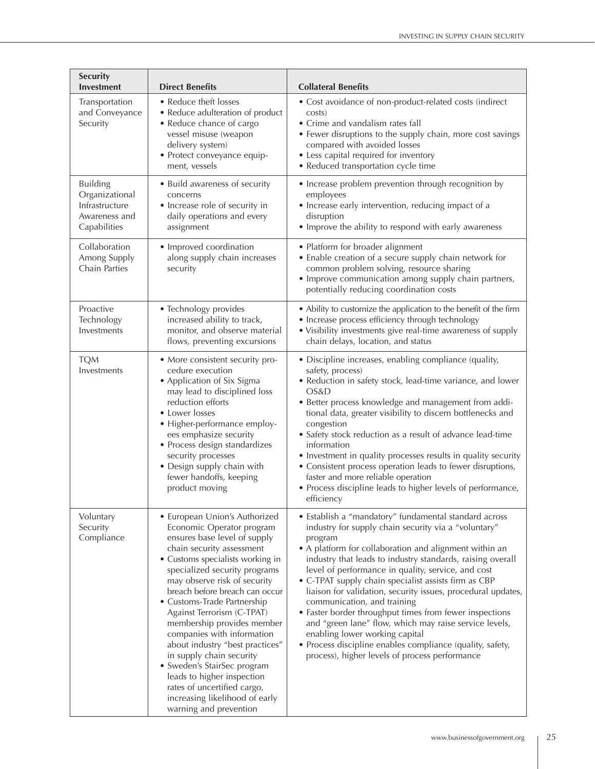| Security Investment | Direct Benefits | Collateral Benefits |
|---|---|---|
| Transportation and Conveyance Security | • Reduce theft losses<br>• Reduce adulteration of product<br>• Reduce chance of cargo vessel misuse (weapon delivery system)<br>• Protect conveyance equipment, vessels | • Cost avoidance of non-product-related costs (indirect costs)<br>• Crime and vandalism rates fall<br>• Fewer disruptions to the supply chain, more cost savings compared with avoided losses<br>• Less capital required for inventory<br>• Reduced transportation cycle time |
| Building Organizational Infrastructure Awareness and Capabilities | • Build awareness of security concerns<br>• Increase role of security in daily operations and every assignment | • Increase problem prevention through recognition by employees<br>• Increase early intervention, reducing impact of a disruption<br>• Improve the ability to respond with early awareness |
| Collaboration Among Supply Chain Parties | • Improved coordination along supply chain increases security | • Platform for broader alignment<br>• Enable creation of a secure supply chain network for common problem solving, resource sharing<br>• Improve communication among supply chain partners, potentially reducing coordination costs |
| Proactive Technology Investments | • Technology provides increased ability to track, monitor, and observe material flows, preventing excursions | • Ability to customize the application to the benefit of the firm<br>• Increase process efficiency through technology<br>• Visibility investments give real-time awareness of supply chain delays, location, and status |
| TQM Investments | • More consistent security procedure execution<br>• Application of Six Sigma may lead to disciplined loss reduction efforts<br>• Lower losses<br>• Higher-performance employees emphasize security<br>• Process design standardizes security processes<br>• Design supply chain with fewer handoffs, keeping product moving | • Discipline increases, enabling compliance (quality, safety, process)<br>• Reduction in safety stock, lead-time variance, and lower OS&D<br>• Better process knowledge and management from additional data, greater visibility to discern bottlenecks and congestion<br>• Safety stock reduction as a result of advance lead-time information<br>• Investment in quality processes results in quality security<br>• Consistent process operation leads to fewer disruptions, faster and more reliable operation<br>• Process discipline leads to higher levels of performance, efficiency |
| Voluntary Security Compliance | • European Union's Authorized Economic Operator program ensures base level of supply chain security assessment<br>• Customs specialists working in specialized security programs may observe risk of security breach before breach can occur<br>• Customs-Trade Partnership Against Terrorism (C-TPAT) membership provides member companies with information about industry "best practices" in supply chain security<br>• Sweden's StairSec program leads to higher inspection rates of uncertified cargo, increasing likelihood of early warning and prevention | • Establish a "mandatory" fundamental standard across industry for supply chain security via a "voluntary" program<br>• A platform for collaboration and alignment within an industry that leads to industry standards, raising overall level of performance in quality, service, and cost<br>• C-TPAT supply chain specialist assists firm as CBP liaison for validation, security issues, procedural updates, communication, and training<br>• Faster border throughput times from fewer inspections and "green lane" flow, which may raise service levels, enabling lower working capital<br>• Process discipline enables compliance (quality, safety, process), higher levels of process performance |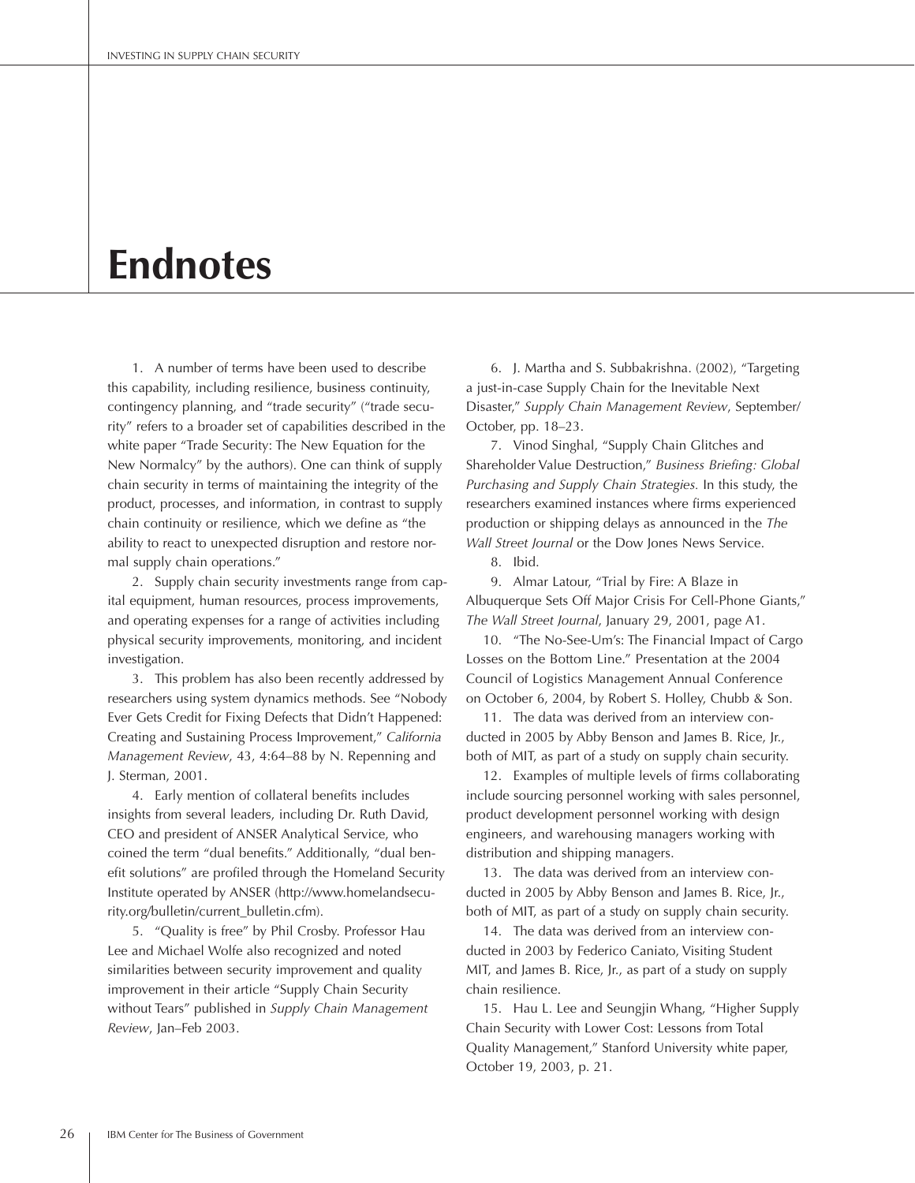# Endnotes

1. A number of terms have been used to describe this capability, including resilience, business continuity, contingency planning, and "trade security" ("trade security" refers to a broader set of capabilities described in the white paper "Trade Security: The New Equation for the New Normalcy" by the authors). One can think of supply chain security in terms of maintaining the integrity of the product, processes, and information, in contrast to supply chain continuity or resilience, which we define as "the ability to react to unexpected disruption and restore normal supply chain operations."

2. Supply chain security investments range from capital equipment, human resources, process improvements, and operating expenses for a range of activities including physical security improvements, monitoring, and incident investigation.

3. This problem has also been recently addressed by researchers using system dynamics methods. See "Nobody Ever Gets Credit for Fixing Defects that Didn't Happened: Creating and Sustaining Process Improvement," *California Management Review*, 43, 4:64–88 by N. Repenning and J. Sterman, 2001.

4. Early mention of collateral benefits includes insights from several leaders, including Dr. Ruth David, CEO and president of ANSER Analytical Service, who coined the term "dual benefits." Additionally, "dual benefit solutions" are profiled through the Homeland Security Institute operated by ANSER (http://www.homelandsecurity.org/bulletin/current_bulletin.cfm).

5. "Quality is free" by Phil Crosby. Professor Hau Lee and Michael Wolfe also recognized and noted similarities between security improvement and quality improvement in their article "Supply Chain Security without Tears" published in *Supply Chain Management Review*, Jan–Feb 2003.

6. J. Martha and S. Subbakrishna. (2002), "Targeting a just-in-case Supply Chain for the Inevitable Next Disaster," *Supply Chain Management Review*, September/October, pp. 18–23.

7. Vinod Singhal, "Supply Chain Glitches and Shareholder Value Destruction," *Business Briefing: Global Purchasing and Supply Chain Strategies*. In this study, the researchers examined instances where firms experienced production or shipping delays as announced in the *The Wall Street Journal* or the Dow Jones News Service.

8. Ibid.

9. Almar Latour, "Trial by Fire: A Blaze in Albuquerque Sets Off Major Crisis For Cell-Phone Giants," *The Wall Street Journal*, January 29, 2001, page A1.

10. "The No-See-Um's: The Financial Impact of Cargo Losses on the Bottom Line." Presentation at the 2004 Council of Logistics Management Annual Conference on October 6, 2004, by Robert S. Holley, Chubb & Son.

11. The data was derived from an interview conducted in 2005 by Abby Benson and James B. Rice, Jr., both of MIT, as part of a study on supply chain security.

12. Examples of multiple levels of firms collaborating include sourcing personnel working with sales personnel, product development personnel working with design engineers, and warehousing managers working with distribution and shipping managers.

13. The data was derived from an interview conducted in 2005 by Abby Benson and James B. Rice, Jr., both of MIT, as part of a study on supply chain security.

14. The data was derived from an interview conducted in 2003 by Federico Caniato, Visiting Student MIT, and James B. Rice, Jr., as part of a study on supply chain resilience.

15. Hau L. Lee and Seungjin Whang, "Higher Supply Chain Security with Lower Cost: Lessons from Total Quality Management," Stanford University white paper, October 19, 2003, p. 21.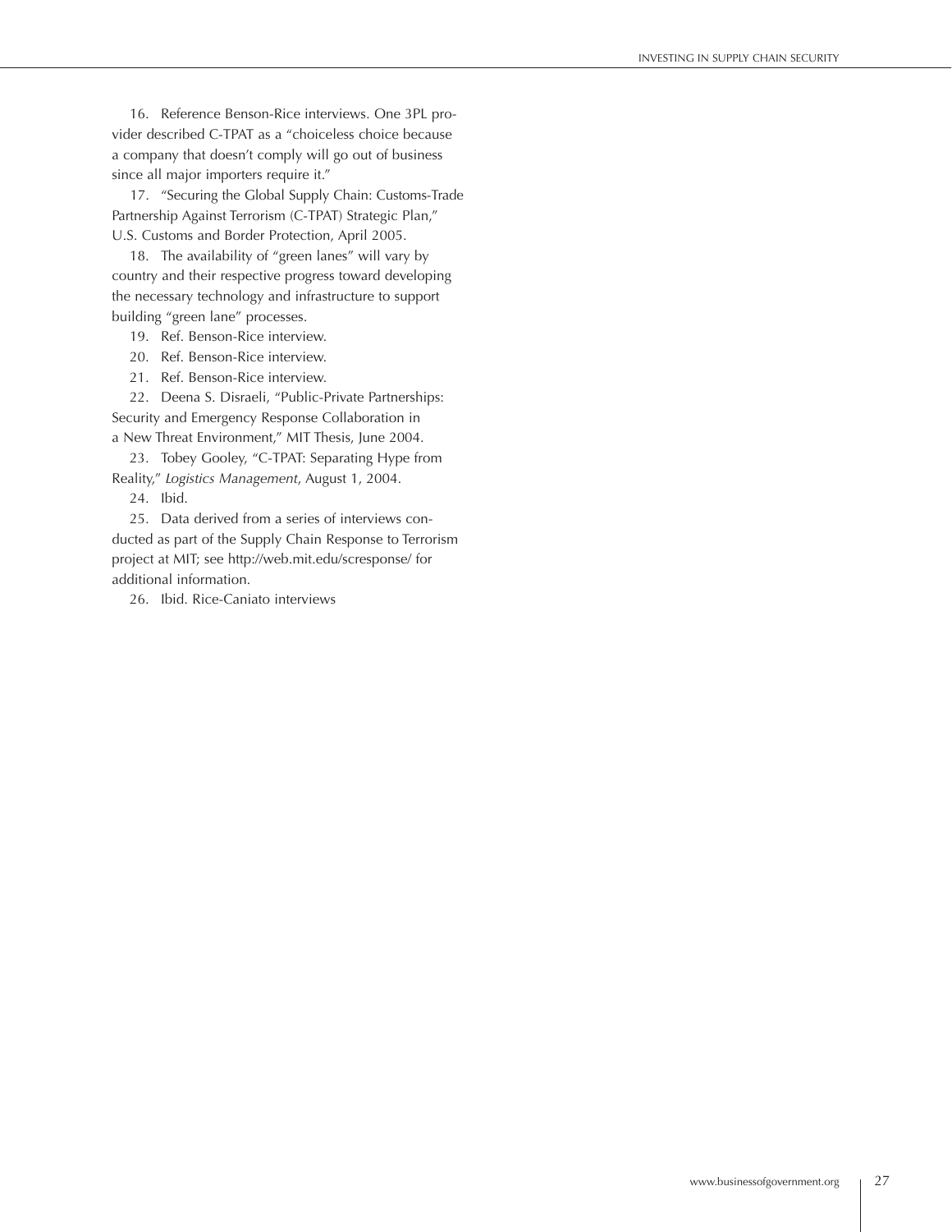16. Reference Benson-Rice interviews. One 3PL provider described C-TPAT as a "choiceless choice because a company that doesn't comply will go out of business since all major importers require it."

17. "Securing the Global Supply Chain: Customs-Trade Partnership Against Terrorism (C-TPAT) Strategic Plan," U.S. Customs and Border Protection, April 2005.

18. The availability of "green lanes" will vary by country and their respective progress toward developing the necessary technology and infrastructure to support building "green lane" processes.

19. Ref. Benson-Rice interview.

20. Ref. Benson-Rice interview.

21. Ref. Benson-Rice interview.

22. Deena S. Disraeli, "Public-Private Partnerships: Security and Emergency Response Collaboration in a New Threat Environment," MIT Thesis, June 2004.

23. Tobey Gooley, "C-TPAT: Separating Hype from Reality," *Logistics Management*, August 1, 2004.

24. Ibid.

25. Data derived from a series of interviews conducted as part of the Supply Chain Response to Terrorism project at MIT; see http://web.mit.edu/scresponse/ for additional information.

26. Ibid. Rice-Caniato interviews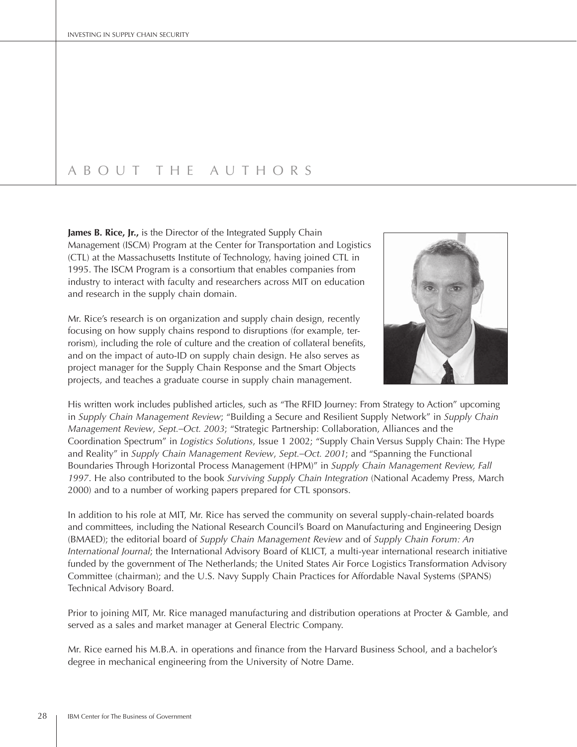# ABOUT THE AUTHORS

**James B. Rice, Jr.,** is the Director of the Integrated Supply Chain Management (ISCM) Program at the Center for Transportation and Logistics (CTL) at the Massachusetts Institute of Technology, having joined CTL in 1995. The ISCM Program is a consortium that enables companies from industry to interact with faculty and researchers across MIT on education and research in the supply chain domain.

Mr. Rice's research is on organization and supply chain design, recently focusing on how supply chains respond to disruptions (for example, terrorism), including the role of culture and the creation of collateral benefits, and on the impact of auto-ID on supply chain design. He also serves as project manager for the Supply Chain Response and the Smart Objects projects, and teaches a graduate course in supply chain management.

His written work includes published articles, such as "The RFID Journey: From Strategy to Action" upcoming in *Supply Chain Management Review*; "Building a Secure and Resilient Supply Network" in *Supply Chain Management Review*, *Sept.–Oct. 2003*; "Strategic Partnership: Collaboration, Alliances and the Coordination Spectrum" in *Logistics Solutions*, Issue 1 2002; "Supply Chain Versus Supply Chain: The Hype and Reality" in *Supply Chain Management Review*, *Sept.–Oct. 2001*; and "Spanning the Functional Boundaries Through Horizontal Process Management (HPM)" in *Supply Chain Management Review, Fall 1997*. He also contributed to the book *Surviving Supply Chain Integration* (National Academy Press, March 2000) and to a number of working papers prepared for CTL sponsors.

In addition to his role at MIT, Mr. Rice has served the community on several supply-chain-related boards and committees, including the National Research Council's Board on Manufacturing and Engineering Design (BMAED); the editorial board of *Supply Chain Management Review* and of *Supply Chain Forum: An International Journal*; the International Advisory Board of KLICT, a multi-year international research initiative funded by the government of The Netherlands; the United States Air Force Logistics Transformation Advisory Committee (chairman); and the U.S. Navy Supply Chain Practices for Affordable Naval Systems (SPANS) Technical Advisory Board.

Prior to joining MIT, Mr. Rice managed manufacturing and distribution operations at Procter & Gamble, and served as a sales and market manager at General Electric Company.

Mr. Rice earned his M.B.A. in operations and finance from the Harvard Business School, and a bachelor's degree in mechanical engineering from the University of Notre Dame.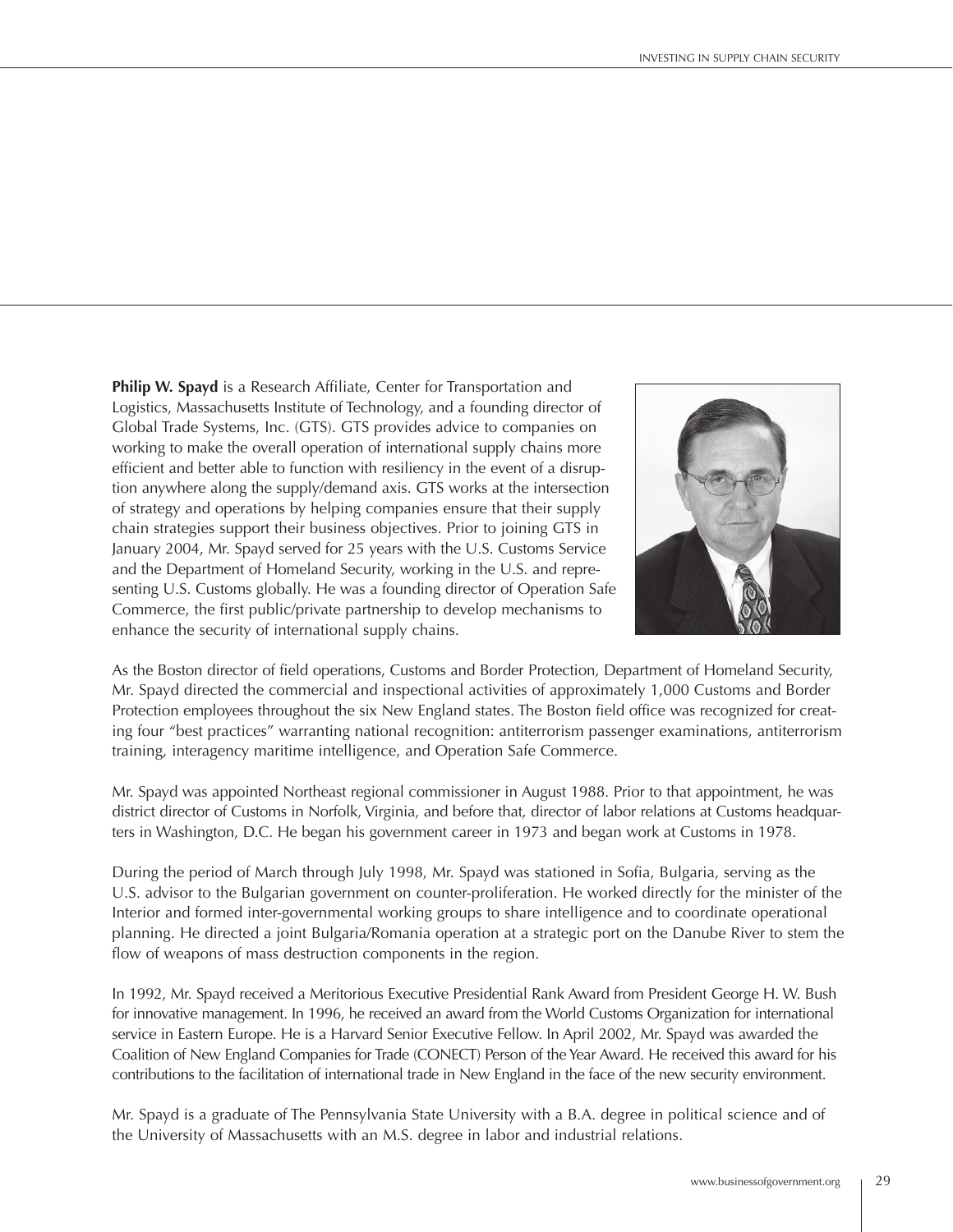**Philip W. Spayd** is a Research Affiliate, Center for Transportation and Logistics, Massachusetts Institute of Technology, and a founding director of Global Trade Systems, Inc. (GTS). GTS provides advice to companies on working to make the overall operation of international supply chains more efficient and better able to function with resiliency in the event of a disruption anywhere along the supply/demand axis. GTS works at the intersection of strategy and operations by helping companies ensure that their supply chain strategies support their business objectives. Prior to joining GTS in January 2004, Mr. Spayd served for 25 years with the U.S. Customs Service and the Department of Homeland Security, working in the U.S. and representing U.S. Customs globally. He was a founding director of Operation Safe Commerce, the first public/private partnership to develop mechanisms to enhance the security of international supply chains.

As the Boston director of field operations, Customs and Border Protection, Department of Homeland Security, Mr. Spayd directed the commercial and inspectional activities of approximately 1,000 Customs and Border Protection employees throughout the six New England states. The Boston field office was recognized for creating four "best practices" warranting national recognition: antiterrorism passenger examinations, antiterrorism training, interagency maritime intelligence, and Operation Safe Commerce.

Mr. Spayd was appointed Northeast regional commissioner in August 1988. Prior to that appointment, he was district director of Customs in Norfolk, Virginia, and before that, director of labor relations at Customs headquarters in Washington, D.C. He began his government career in 1973 and began work at Customs in 1978.

During the period of March through July 1998, Mr. Spayd was stationed in Sofia, Bulgaria, serving as the U.S. advisor to the Bulgarian government on counter-proliferation. He worked directly for the minister of the Interior and formed inter-governmental working groups to share intelligence and to coordinate operational planning. He directed a joint Bulgaria/Romania operation at a strategic port on the Danube River to stem the flow of weapons of mass destruction components in the region.

In 1992, Mr. Spayd received a Meritorious Executive Presidential Rank Award from President George H. W. Bush for innovative management. In 1996, he received an award from the World Customs Organization for international service in Eastern Europe. He is a Harvard Senior Executive Fellow. In April 2002, Mr. Spayd was awarded the Coalition of New England Companies for Trade (CONECT) Person of the Year Award. He received this award for his contributions to the facilitation of international trade in New England in the face of the new security environment.

Mr. Spayd is a graduate of The Pennsylvania State University with a B.A. degree in political science and of the University of Massachusetts with an M.S. degree in labor and industrial relations.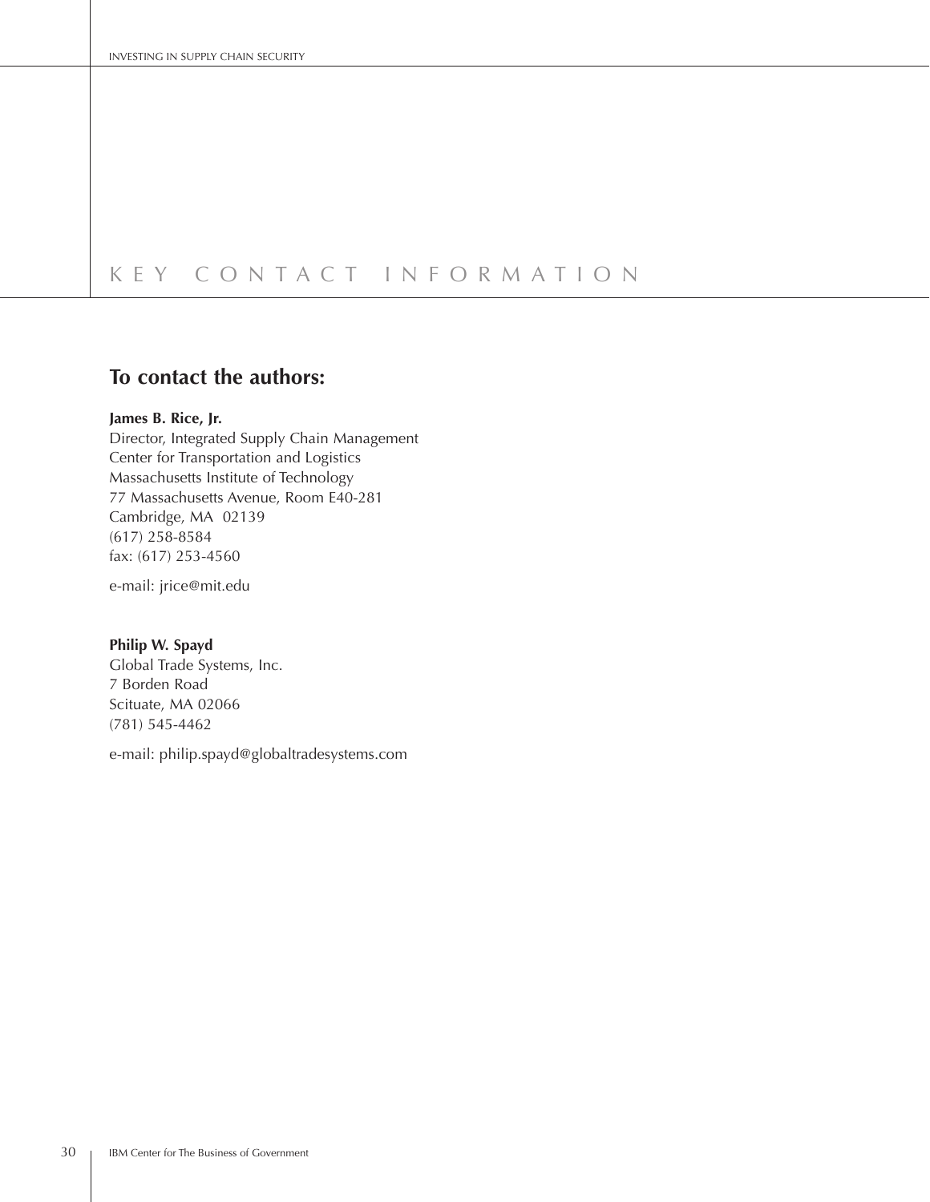# KEY CONTACT INFORMATION

## To contact the authors:

**James B. Rice, Jr.**
Director, Integrated Supply Chain Management
Center for Transportation and Logistics
Massachusetts Institute of Technology
77 Massachusetts Avenue, Room E40-281
Cambridge, MA 02139
(617) 258-8584
fax: (617) 253-4560

e-mail: jrice@mit.edu

**Philip W. Spayd**
Global Trade Systems, Inc.
7 Borden Road
Scituate, MA 02066
(781) 545-4462

e-mail: philip.spayd@globaltradesystems.com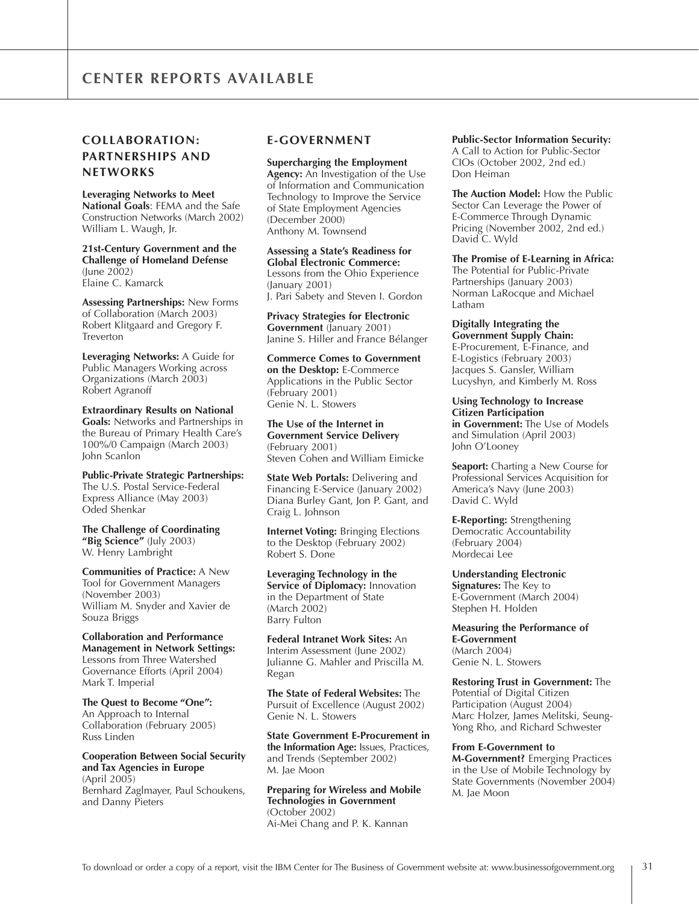# CENTER REPORTS AVAILABLE

## COLLABORATION: PARTNERSHIPS AND NETWORKS

**Leveraging Networks to Meet National Goals**: FEMA and the Safe Construction Networks (March 2002)
William L. Waugh, Jr.

**21st-Century Government and the Challenge of Homeland Defense** (June 2002)
Elaine C. Kamarck

**Assessing Partnerships:** New Forms of Collaboration (March 2003)
Robert Klitgaard and Gregory F. Treverton

**Leveraging Networks:** A Guide for Public Managers Working across Organizations (March 2003)
Robert Agranoff

**Extraordinary Results on National Goals:** Networks and Partnerships in the Bureau of Primary Health Care's 100%/0 Campaign (March 2003)
John Scanlon

**Public-Private Strategic Partnerships:** The U.S. Postal Service-Federal Express Alliance (May 2003)
Oded Shenkar

**The Challenge of Coordinating "Big Science"** (July 2003)
W. Henry Lambright

**Communities of Practice:** A New Tool for Government Managers (November 2003)
William M. Snyder and Xavier de Souza Briggs

**Collaboration and Performance Management in Network Settings:** Lessons from Three Watershed Governance Efforts (April 2004)
Mark T. Imperial

**The Quest to Become "One":** An Approach to Internal Collaboration (February 2005)
Russ Linden

**Cooperation Between Social Security and Tax Agencies in Europe** (April 2005)
Bernhard Zaglmayer, Paul Schoukens, and Danny Pieters

## E-GOVERNMENT

**Supercharging the Employment Agency:** An Investigation of the Use of Information and Communication Technology to Improve the Service of State Employment Agencies (December 2000)
Anthony M. Townsend

**Assessing a State's Readiness for Global Electronic Commerce:** Lessons from the Ohio Experience (January 2001)
J. Pari Sabety and Steven I. Gordon

**Privacy Strategies for Electronic Government** (January 2001)
Janine S. Hiller and France Bélanger

**Commerce Comes to Government on the Desktop:** E-Commerce Applications in the Public Sector (February 2001)
Genie N. L. Stowers

**The Use of the Internet in Government Service Delivery** (February 2001)
Steven Cohen and William Eimicke

**State Web Portals:** Delivering and Financing E-Service (January 2002)
Diana Burley Gant, Jon P. Gant, and Craig L. Johnson

**Internet Voting:** Bringing Elections to the Desktop (February 2002)
Robert S. Done

**Leveraging Technology in the Service of Diplomacy:** Innovation in the Department of State (March 2002)
Barry Fulton

**Federal Intranet Work Sites:** An Interim Assessment (June 2002)
Julianne G. Mahler and Priscilla M. Regan

**The State of Federal Websites:** The Pursuit of Excellence (August 2002)
Genie N. L. Stowers

**State Government E-Procurement in the Information Age:** Issues, Practices, and Trends (September 2002)
M. Jae Moon

**Preparing for Wireless and Mobile Technologies in Government** (October 2002)
Ai-Mei Chang and P. K. Kannan

**Public-Sector Information Security:** A Call to Action for Public-Sector CIOs (October 2002, 2nd ed.)
Don Heiman

**The Auction Model:** How the Public Sector Can Leverage the Power of E-Commerce Through Dynamic Pricing (November 2002, 2nd ed.)
David C. Wyld

**The Promise of E-Learning in Africa:** The Potential for Public-Private Partnerships (January 2003)
Norman LaRocque and Michael Latham

**Digitally Integrating the Government Supply Chain:** E-Procurement, E-Finance, and E-Logistics (February 2003)
Jacques S. Gansler, William Lucyshyn, and Kimberly M. Ross

**Using Technology to Increase Citizen Participation in Government:** The Use of Models and Simulation (April 2003)
John O'Looney

**Seaport:** Charting a New Course for Professional Services Acquisition for America's Navy (June 2003)
David C. Wyld

**E-Reporting:** Strengthening Democratic Accountability (February 2004)
Mordecai Lee

**Understanding Electronic Signatures:** The Key to E-Government (March 2004)
Stephen H. Holden

**Measuring the Performance of E-Government** (March 2004)
Genie N. L. Stowers

**Restoring Trust in Government:** The Potential of Digital Citizen Participation (August 2004)
Marc Holzer, James Melitski, Seung-Yong Rho, and Richard Schwester

**From E-Government to M-Government?** Emerging Practices in the Use of Mobile Technology by State Governments (November 2004)
M. Jae Moon

To download or order a copy of a report, visit the IBM Center for The Business of Government website at: www.businessofgovernment.org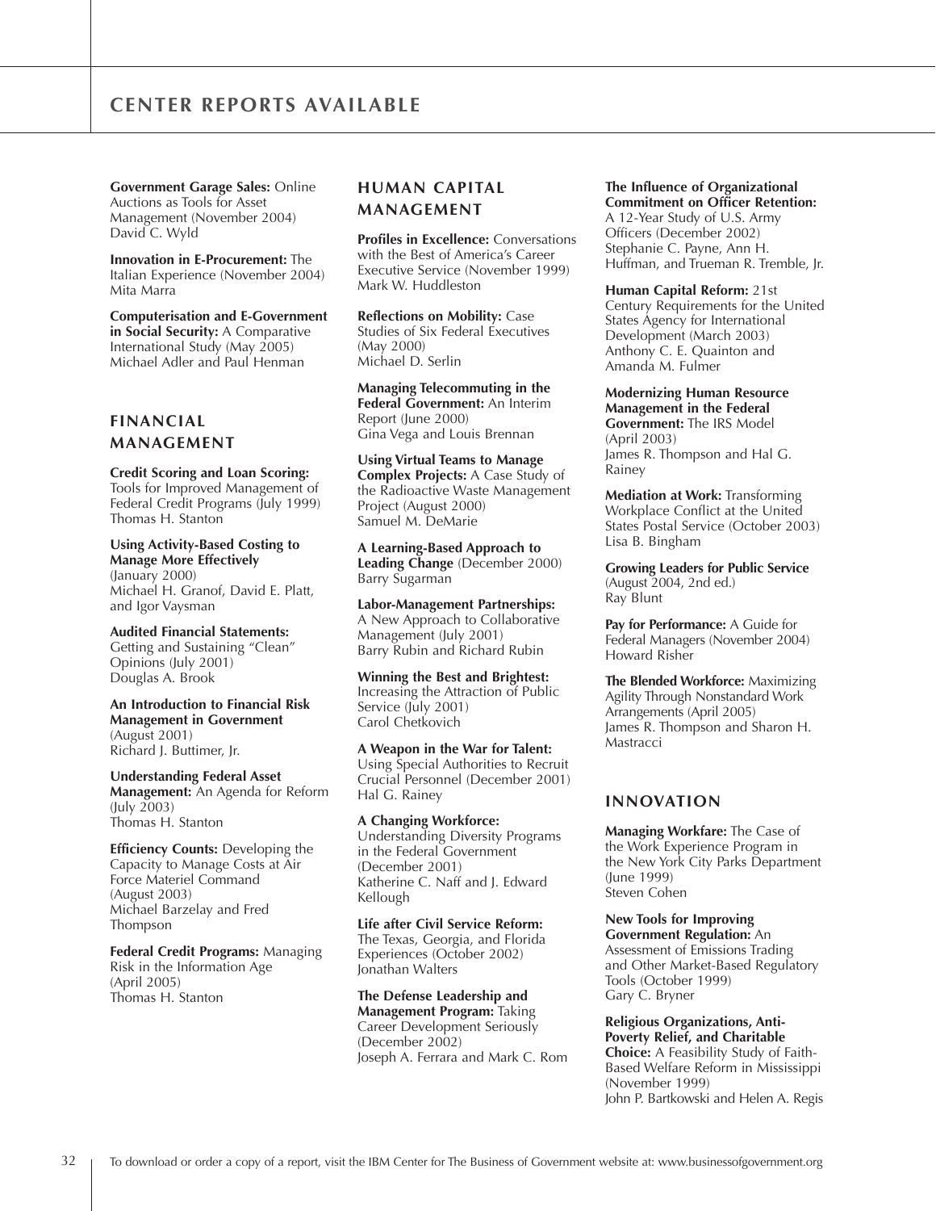# CENTER REPORTS AVAILABLE

**Government Garage Sales:** Online Auctions as Tools for Asset Management (November 2004)
David C. Wyld

**Innovation in E-Procurement:** The Italian Experience (November 2004)
Mita Marra

**Computerisation and E-Government in Social Security:** A Comparative International Study (May 2005)
Michael Adler and Paul Henman

## FINANCIAL MANAGEMENT

**Credit Scoring and Loan Scoring:** Tools for Improved Management of Federal Credit Programs (July 1999)
Thomas H. Stanton

**Using Activity-Based Costing to Manage More Effectively** (January 2000)
Michael H. Granof, David E. Platt, and Igor Vaysman

**Audited Financial Statements:** Getting and Sustaining "Clean" Opinions (July 2001)
Douglas A. Brook

**An Introduction to Financial Risk Management in Government** (August 2001)
Richard J. Buttimer, Jr.

**Understanding Federal Asset Management:** An Agenda for Reform (July 2003)
Thomas H. Stanton

**Efficiency Counts:** Developing the Capacity to Manage Costs at Air Force Materiel Command (August 2003)
Michael Barzelay and Fred Thompson

**Federal Credit Programs:** Managing Risk in the Information Age (April 2005)
Thomas H. Stanton

## HUMAN CAPITAL MANAGEMENT

**Profiles in Excellence:** Conversations with the Best of America's Career Executive Service (November 1999)
Mark W. Huddleston

**Reflections on Mobility:** Case Studies of Six Federal Executives (May 2000)
Michael D. Serlin

**Managing Telecommuting in the Federal Government:** An Interim Report (June 2000)
Gina Vega and Louis Brennan

**Using Virtual Teams to Manage Complex Projects:** A Case Study of the Radioactive Waste Management Project (August 2000)
Samuel M. DeMarie

**A Learning-Based Approach to Leading Change** (December 2000)
Barry Sugarman

**Labor-Management Partnerships:** A New Approach to Collaborative Management (July 2001)
Barry Rubin and Richard Rubin

**Winning the Best and Brightest:** Increasing the Attraction of Public Service (July 2001)
Carol Chetkovich

**A Weapon in the War for Talent:** Using Special Authorities to Recruit Crucial Personnel (December 2001)
Hal G. Rainey

**A Changing Workforce:** Understanding Diversity Programs in the Federal Government (December 2001)
Katherine C. Naff and J. Edward Kellough

**Life after Civil Service Reform:** The Texas, Georgia, and Florida Experiences (October 2002)
Jonathan Walters

**The Defense Leadership and Management Program:** Taking Career Development Seriously (December 2002)
Joseph A. Ferrara and Mark C. Rom

**The Influence of Organizational Commitment on Officer Retention:** A 12-Year Study of U.S. Army Officers (December 2002)
Stephanie C. Payne, Ann H. Huffman, and Trueman R. Tremble, Jr.

**Human Capital Reform:** 21st Century Requirements for the United States Agency for International Development (March 2003)
Anthony C. E. Quainton and Amanda M. Fulmer

**Modernizing Human Resource Management in the Federal Government:** The IRS Model (April 2003)
James R. Thompson and Hal G. Rainey

**Mediation at Work:** Transforming Workplace Conflict at the United States Postal Service (October 2003)
Lisa B. Bingham

**Growing Leaders for Public Service** (August 2004, 2nd ed.)
Ray Blunt

**Pay for Performance:** A Guide for Federal Managers (November 2004)
Howard Risher

**The Blended Workforce:** Maximizing Agility Through Nonstandard Work Arrangements (April 2005)
James R. Thompson and Sharon H. Mastracci

## INNOVATION

**Managing Workfare:** The Case of the Work Experience Program in the New York City Parks Department (June 1999)
Steven Cohen

**New Tools for Improving Government Regulation:** An Assessment of Emissions Trading and Other Market-Based Regulatory Tools (October 1999)
Gary C. Bryner

**Religious Organizations, Anti-Poverty Relief, and Charitable Choice:** A Feasibility Study of Faith-Based Welfare Reform in Mississippi (November 1999)
John P. Bartkowski and Helen A. Regis

To download or order a copy of a report, visit the IBM Center for The Business of Government website at: www.businessofgovernment.org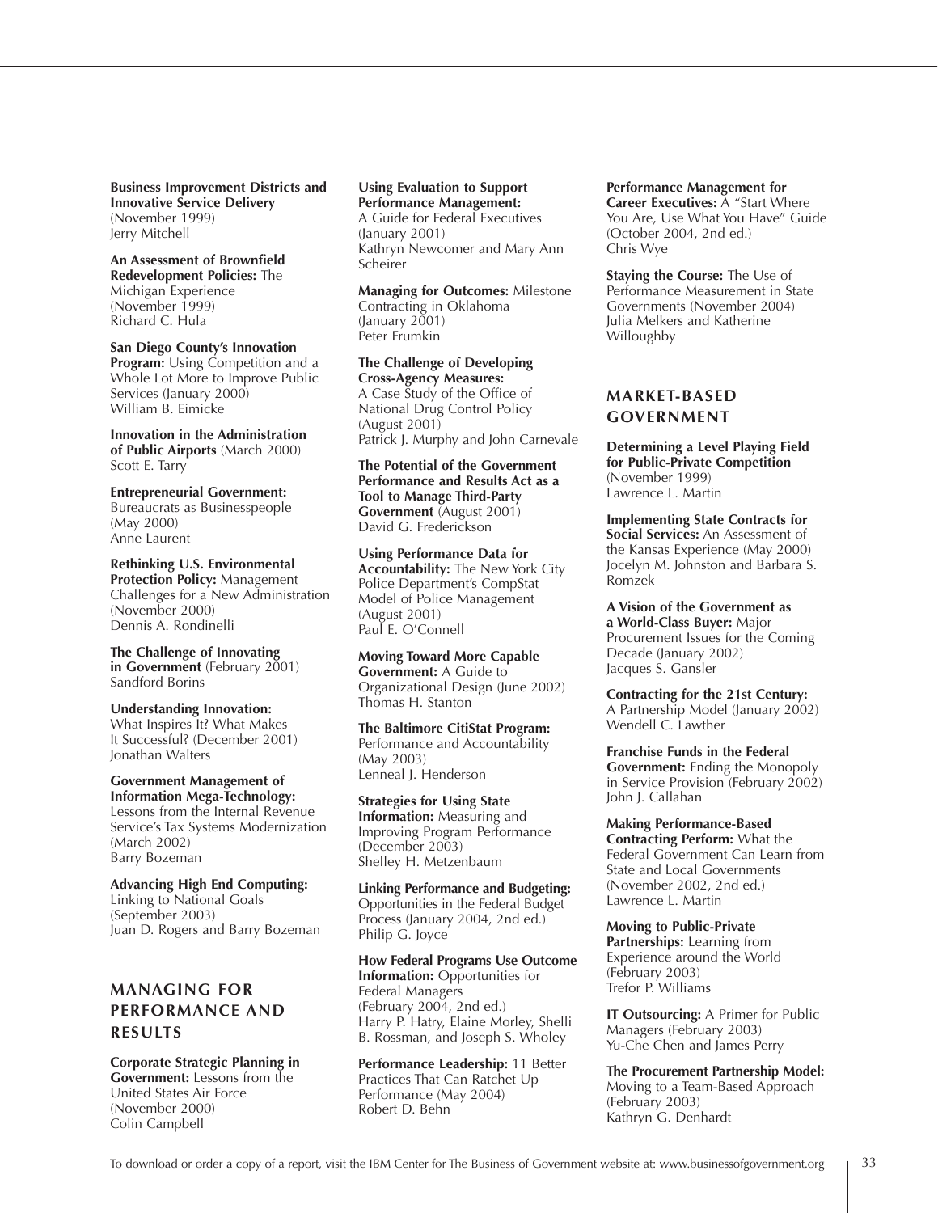**Business Improvement Districts and Innovative Service Delivery** (November 1999)
Jerry Mitchell

**An Assessment of Brownfield Redevelopment Policies:** The Michigan Experience (November 1999)
Richard C. Hula

**San Diego County's Innovation Program:** Using Competition and a Whole Lot More to Improve Public Services (January 2000)
William B. Eimicke

**Innovation in the Administration of Public Airports** (March 2000)
Scott E. Tarry

**Entrepreneurial Government:** Bureaucrats as Businesspeople (May 2000)
Anne Laurent

**Rethinking U.S. Environmental Protection Policy:** Management Challenges for a New Administration (November 2000)
Dennis A. Rondinelli

**The Challenge of Innovating in Government** (February 2001)
Sandford Borins

**Understanding Innovation:** What Inspires It? What Makes It Successful? (December 2001)
Jonathan Walters

**Government Management of Information Mega-Technology:** Lessons from the Internal Revenue Service's Tax Systems Modernization (March 2002)
Barry Bozeman

**Advancing High End Computing:** Linking to National Goals (September 2003)
Juan D. Rogers and Barry Bozeman

## MANAGING FOR PERFORMANCE AND RESULTS

**Corporate Strategic Planning in Government:** Lessons from the United States Air Force (November 2000)
Colin Campbell

**Using Evaluation to Support Performance Management:** A Guide for Federal Executives (January 2001)
Kathryn Newcomer and Mary Ann Scheirer

**Managing for Outcomes:** Milestone Contracting in Oklahoma (January 2001)
Peter Frumkin

**The Challenge of Developing Cross-Agency Measures:** A Case Study of the Office of National Drug Control Policy (August 2001)
Patrick J. Murphy and John Carnevale

**The Potential of the Government Performance and Results Act as a Tool to Manage Third-Party Government** (August 2001)
David G. Frederickson

**Using Performance Data for Accountability:** The New York City Police Department's CompStat Model of Police Management (August 2001)
Paul E. O'Connell

**Moving Toward More Capable Government:** A Guide to Organizational Design (June 2002)
Thomas H. Stanton

**The Baltimore CitiStat Program:** Performance and Accountability (May 2003)
Lenneal J. Henderson

**Strategies for Using State Information:** Measuring and Improving Program Performance (December 2003)
Shelley H. Metzenbaum

**Linking Performance and Budgeting:** Opportunities in the Federal Budget Process (January 2004, 2nd ed.)
Philip G. Joyce

**How Federal Programs Use Outcome Information:** Opportunities for Federal Managers (February 2004, 2nd ed.)
Harry P. Hatry, Elaine Morley, Shelli B. Rossman, and Joseph S. Wholey

**Performance Leadership:** 11 Better Practices That Can Ratchet Up Performance (May 2004)
Robert D. Behn

**Performance Management for Career Executives:** A "Start Where You Are, Use What You Have" Guide (October 2004, 2nd ed.)
Chris Wye

**Staying the Course:** The Use of Performance Measurement in State Governments (November 2004)
Julia Melkers and Katherine Willoughby

## MARKET-BASED GOVERNMENT

**Determining a Level Playing Field for Public-Private Competition** (November 1999)
Lawrence L. Martin

**Implementing State Contracts for Social Services:** An Assessment of the Kansas Experience (May 2000)
Jocelyn M. Johnston and Barbara S. Romzek

**A Vision of the Government as a World-Class Buyer:** Major Procurement Issues for the Coming Decade (January 2002)
Jacques S. Gansler

**Contracting for the 21st Century:** A Partnership Model (January 2002)
Wendell C. Lawther

**Franchise Funds in the Federal Government:** Ending the Monopoly in Service Provision (February 2002)
John J. Callahan

**Making Performance-Based Contracting Perform:** What the Federal Government Can Learn from State and Local Governments (November 2002, 2nd ed.)
Lawrence L. Martin

**Moving to Public-Private Partnerships:** Learning from Experience around the World (February 2003)
Trefor P. Williams

**IT Outsourcing:** A Primer for Public Managers (February 2003)
Yu-Che Chen and James Perry

**The Procurement Partnership Model:** Moving to a Team-Based Approach (February 2003)
Kathryn G. Denhardt

To download or order a copy of a report, visit the IBM Center for The Business of Government website at: www.businessofgovernment.org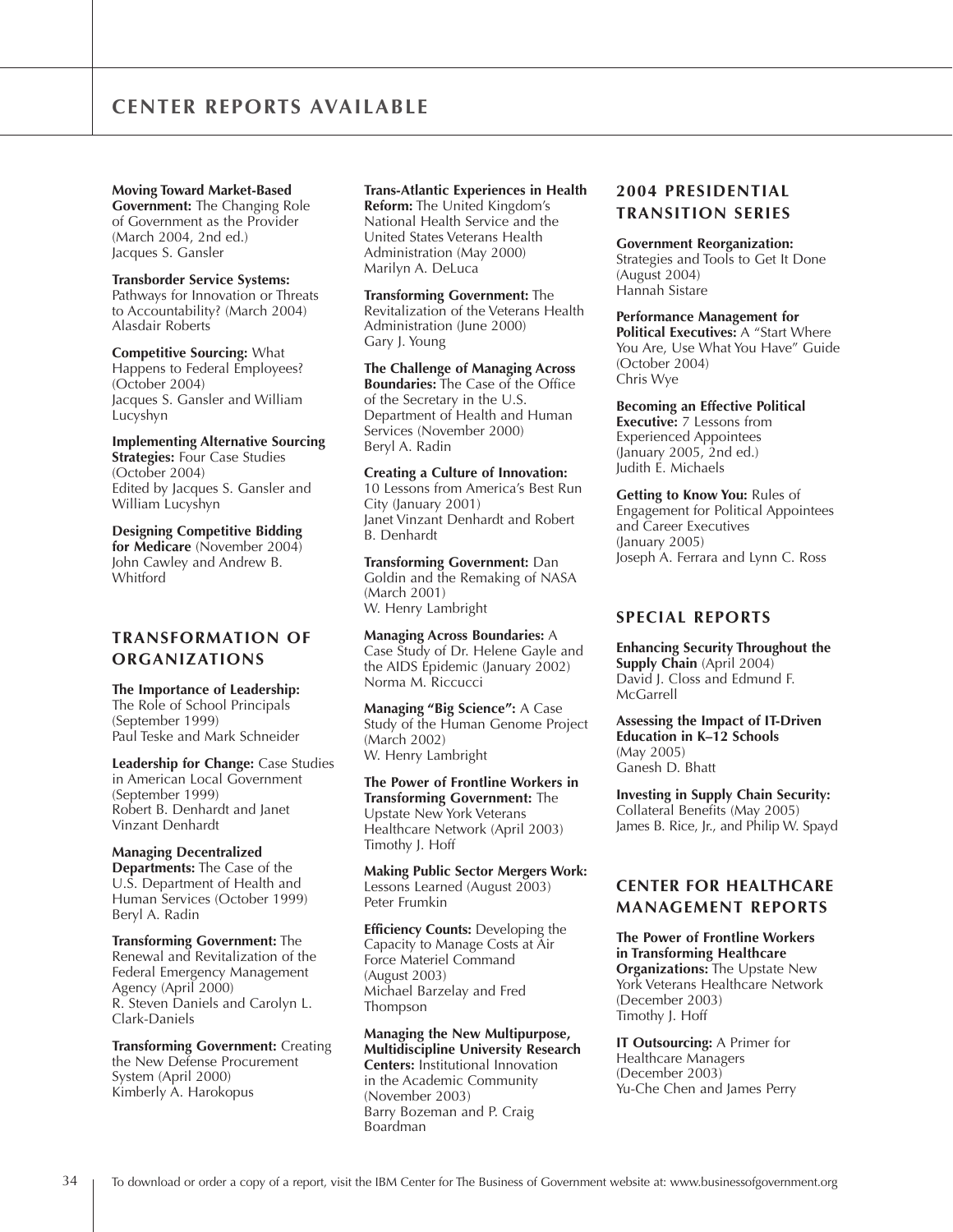# CENTER REPORTS AVAILABLE

**Moving Toward Market-Based Government:** The Changing Role of Government as the Provider (March 2004, 2nd ed.)
Jacques S. Gansler

**Transborder Service Systems:** Pathways for Innovation or Threats to Accountability? (March 2004)
Alasdair Roberts

**Competitive Sourcing:** What Happens to Federal Employees? (October 2004)
Jacques S. Gansler and William Lucyshyn

**Implementing Alternative Sourcing Strategies:** Four Case Studies (October 2004)
Edited by Jacques S. Gansler and William Lucyshyn

**Designing Competitive Bidding for Medicare** (November 2004)
John Cawley and Andrew B. Whitford

## TRANSFORMATION OF ORGANIZATIONS

**The Importance of Leadership:** The Role of School Principals (September 1999)
Paul Teske and Mark Schneider

**Leadership for Change:** Case Studies in American Local Government (September 1999)
Robert B. Denhardt and Janet Vinzant Denhardt

**Managing Decentralized Departments:** The Case of the U.S. Department of Health and Human Services (October 1999)
Beryl A. Radin

**Transforming Government:** The Renewal and Revitalization of the Federal Emergency Management Agency (April 2000)
R. Steven Daniels and Carolyn L. Clark-Daniels

**Transforming Government:** Creating the New Defense Procurement System (April 2000)
Kimberly A. Harokopus

**Trans-Atlantic Experiences in Health Reform:** The United Kingdom's National Health Service and the United States Veterans Health Administration (May 2000)
Marilyn A. DeLuca

**Transforming Government:** The Revitalization of the Veterans Health Administration (June 2000)
Gary J. Young

**The Challenge of Managing Across Boundaries:** The Case of the Office of the Secretary in the U.S. Department of Health and Human Services (November 2000)
Beryl A. Radin

**Creating a Culture of Innovation:** 10 Lessons from America's Best Run City (January 2001)
Janet Vinzant Denhardt and Robert B. Denhardt

**Transforming Government:** Dan Goldin and the Remaking of NASA (March 2001)
W. Henry Lambright

**Managing Across Boundaries:** A Case Study of Dr. Helene Gayle and the AIDS Epidemic (January 2002)
Norma M. Riccucci

**Managing "Big Science":** A Case Study of the Human Genome Project (March 2002)
W. Henry Lambright

**The Power of Frontline Workers in Transforming Government:** The Upstate New York Veterans Healthcare Network (April 2003)
Timothy J. Hoff

**Making Public Sector Mergers Work:** Lessons Learned (August 2003)
Peter Frumkin

**Efficiency Counts:** Developing the Capacity to Manage Costs at Air Force Materiel Command (August 2003)
Michael Barzelay and Fred Thompson

**Managing the New Multipurpose, Multidiscipline University Research Centers:** Institutional Innovation in the Academic Community (November 2003)
Barry Bozeman and P. Craig Boardman

## 2004 PRESIDENTIAL TRANSITION SERIES

**Government Reorganization:** Strategies and Tools to Get It Done (August 2004)
Hannah Sistare

**Performance Management for Political Executives:** A "Start Where You Are, Use What You Have" Guide (October 2004)
Chris Wye

**Becoming an Effective Political Executive:** 7 Lessons from Experienced Appointees (January 2005, 2nd ed.)
Judith E. Michaels

**Getting to Know You:** Rules of Engagement for Political Appointees and Career Executives (January 2005)
Joseph A. Ferrara and Lynn C. Ross

## SPECIAL REPORTS

**Enhancing Security Throughout the Supply Chain** (April 2004)
David J. Closs and Edmund F. McGarrell

**Assessing the Impact of IT-Driven Education in K–12 Schools** (May 2005)
Ganesh D. Bhatt

**Investing in Supply Chain Security:** Collateral Benefits (May 2005)
James B. Rice, Jr., and Philip W. Spayd

## CENTER FOR HEALTHCARE MANAGEMENT REPORTS

**The Power of Frontline Workers in Transforming Healthcare Organizations:** The Upstate New York Veterans Healthcare Network (December 2003)
Timothy J. Hoff

**IT Outsourcing:** A Primer for Healthcare Managers (December 2003)
Yu-Che Chen and James Perry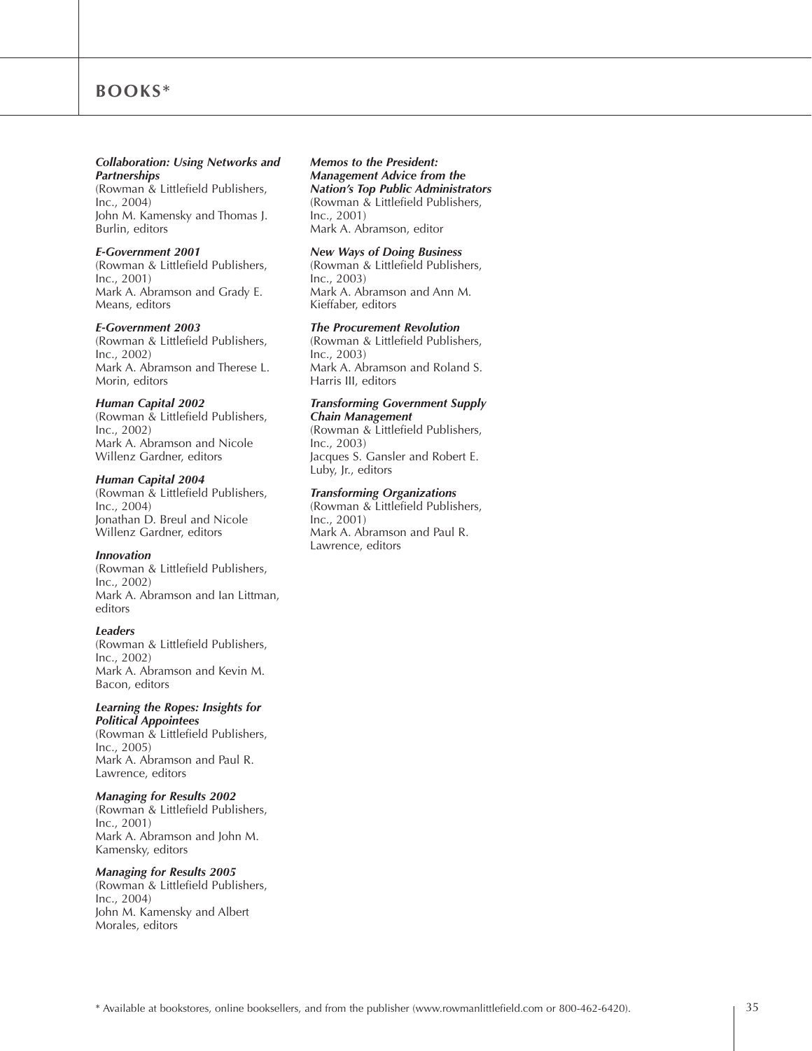# BOOKS*

***Collaboration: Using Networks and Partnerships***
(Rowman & Littlefield Publishers, Inc., 2004)
John M. Kamensky and Thomas J. Burlin, editors

***E-Government 2001***
(Rowman & Littlefield Publishers, Inc., 2001)
Mark A. Abramson and Grady E. Means, editors

***E-Government 2003***
(Rowman & Littlefield Publishers, Inc., 2002)
Mark A. Abramson and Therese L. Morin, editors

***Human Capital 2002***
(Rowman & Littlefield Publishers, Inc., 2002)
Mark A. Abramson and Nicole Willenz Gardner, editors

***Human Capital 2004***
(Rowman & Littlefield Publishers, Inc., 2004)
Jonathan D. Breul and Nicole Willenz Gardner, editors

***Innovation***
(Rowman & Littlefield Publishers, Inc., 2002)
Mark A. Abramson and Ian Littman, editors

***Leaders***
(Rowman & Littlefield Publishers, Inc., 2002)
Mark A. Abramson and Kevin M. Bacon, editors

***Learning the Ropes: Insights for Political Appointees***
(Rowman & Littlefield Publishers, Inc., 2005)
Mark A. Abramson and Paul R. Lawrence, editors

***Managing for Results 2002***
(Rowman & Littlefield Publishers, Inc., 2001)
Mark A. Abramson and John M. Kamensky, editors

***Managing for Results 2005***
(Rowman & Littlefield Publishers, Inc., 2004)
John M. Kamensky and Albert Morales, editors

***Memos to the President: Management Advice from the Nation's Top Public Administrators***
(Rowman & Littlefield Publishers, Inc., 2001)
Mark A. Abramson, editor

***New Ways of Doing Business***
(Rowman & Littlefield Publishers, Inc., 2003)
Mark A. Abramson and Ann M. Kieffaber, editors

***The Procurement Revolution***
(Rowman & Littlefield Publishers, Inc., 2003)
Mark A. Abramson and Roland S. Harris III, editors

***Transforming Government Supply Chain Management***
(Rowman & Littlefield Publishers, Inc., 2003)
Jacques S. Gansler and Robert E. Luby, Jr., editors

***Transforming Organizations***
(Rowman & Littlefield Publishers, Inc., 2001)
Mark A. Abramson and Paul R. Lawrence, editors

* Available at bookstores, online booksellers, and from the publisher (www.rowmanlittlefield.com or 800-462-6420).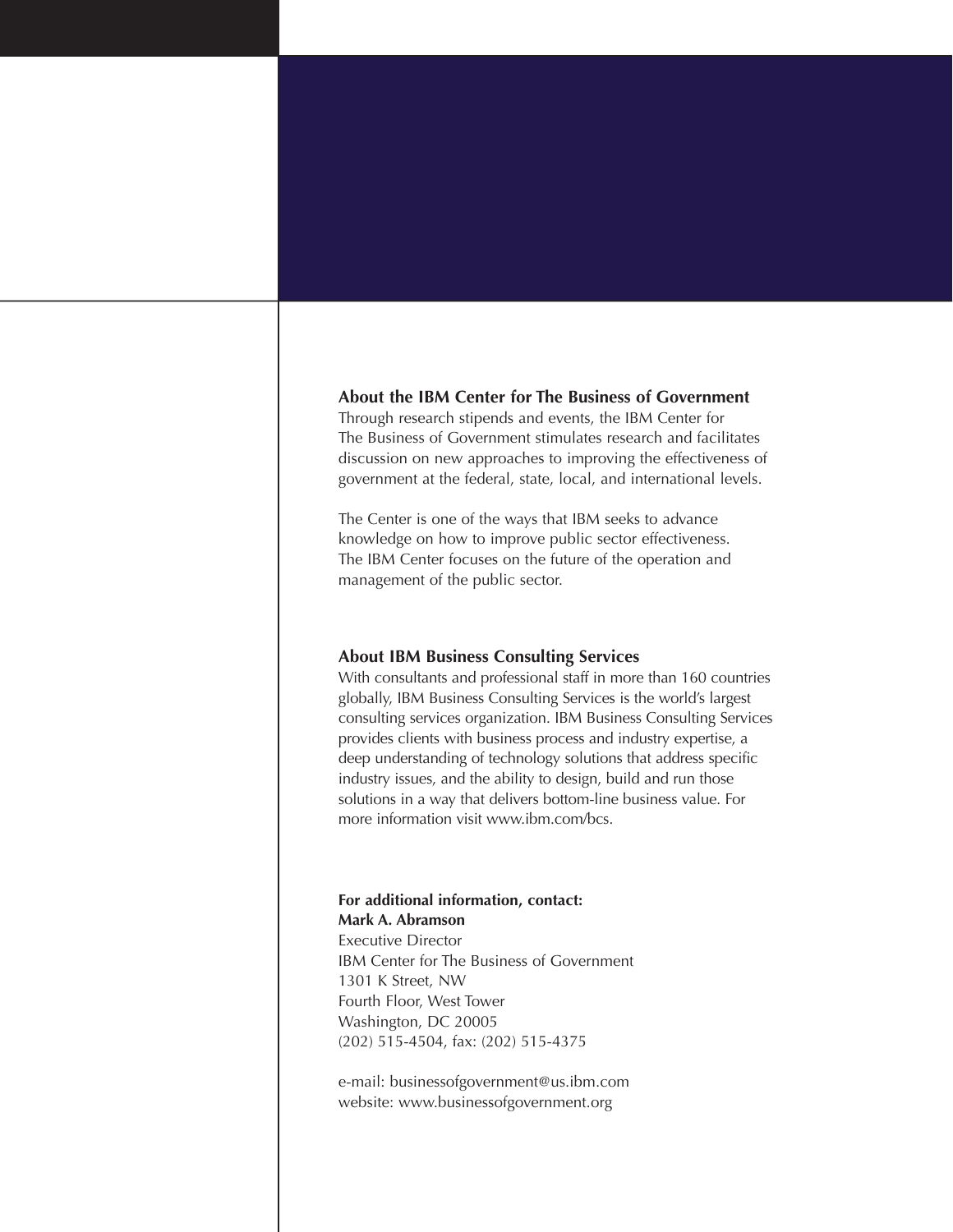## About the IBM Center for The Business of Government

Through research stipends and events, the IBM Center for The Business of Government stimulates research and facilitates discussion on new approaches to improving the effectiveness of government at the federal, state, local, and international levels.

The Center is one of the ways that IBM seeks to advance knowledge on how to improve public sector effectiveness. The IBM Center focuses on the future of the operation and management of the public sector.

## About IBM Business Consulting Services

With consultants and professional staff in more than 160 countries globally, IBM Business Consulting Services is the world's largest consulting services organization. IBM Business Consulting Services provides clients with business process and industry expertise, a deep understanding of technology solutions that address specific industry issues, and the ability to design, build and run those solutions in a way that delivers bottom-line business value. For more information visit www.ibm.com/bcs.

**For additional information, contact:**
**Mark A. Abramson**
Executive Director
IBM Center for The Business of Government
1301 K Street, NW
Fourth Floor, West Tower
Washington, DC 20005
(202) 515-4504, fax: (202) 515-4375

e-mail: businessofgovernment@us.ibm.com
website: www.businessofgovernment.org